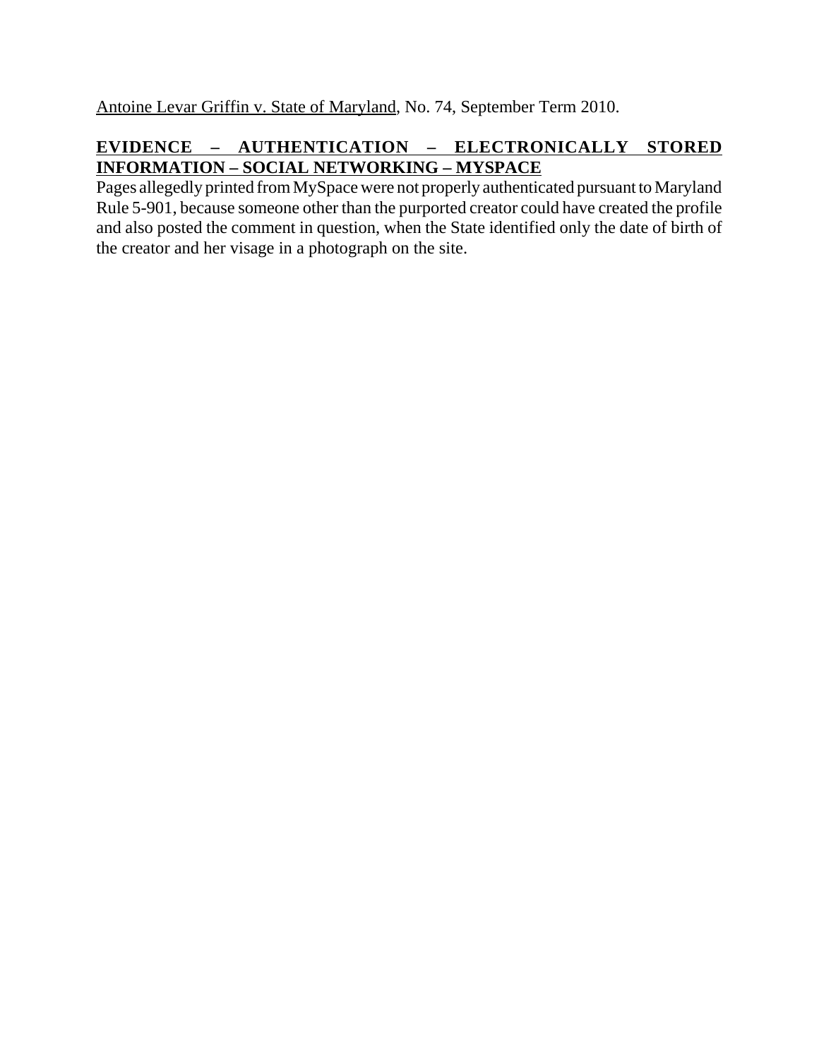Antoine Levar Griffin v. State of Maryland, No. 74, September Term 2010.

**EVIDENCE – AUTHENTICATION – ELECTRONICALLY STORED INFORMATION – SOCIAL NETWORKING – MYSPACE**

Pages allegedly printed from MySpace were not properly authenticated pursuant to Maryland Rule 5-901, because someone other than the purported creator could have created the profile and also posted the comment in question, when the State identified only the date of birth of the creator and her visage in a photograph on the site.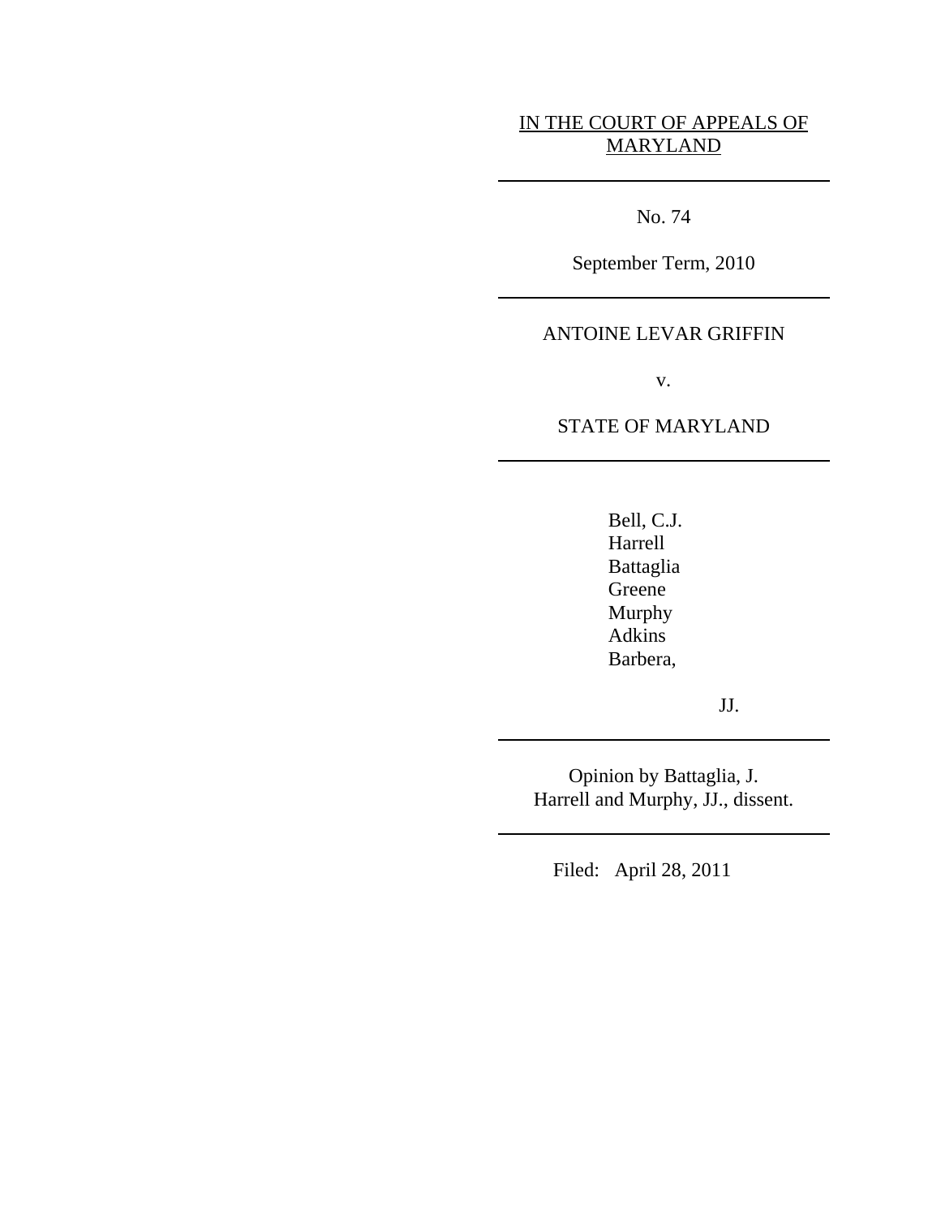IN THE COURT OF APPEALS OF MARYLAND

No. 74

September Term, 2010

ANTOINE LEVAR GRIFFIN

v.

STATE OF MARYLAND

Bell, C.J.
Harrell
Battaglia
Greene
Murphy
Adkins
Barbera,

JJ.

Opinion by Battaglia, J.
Harrell and Murphy, JJ., dissent.

Filed: April 28, 2011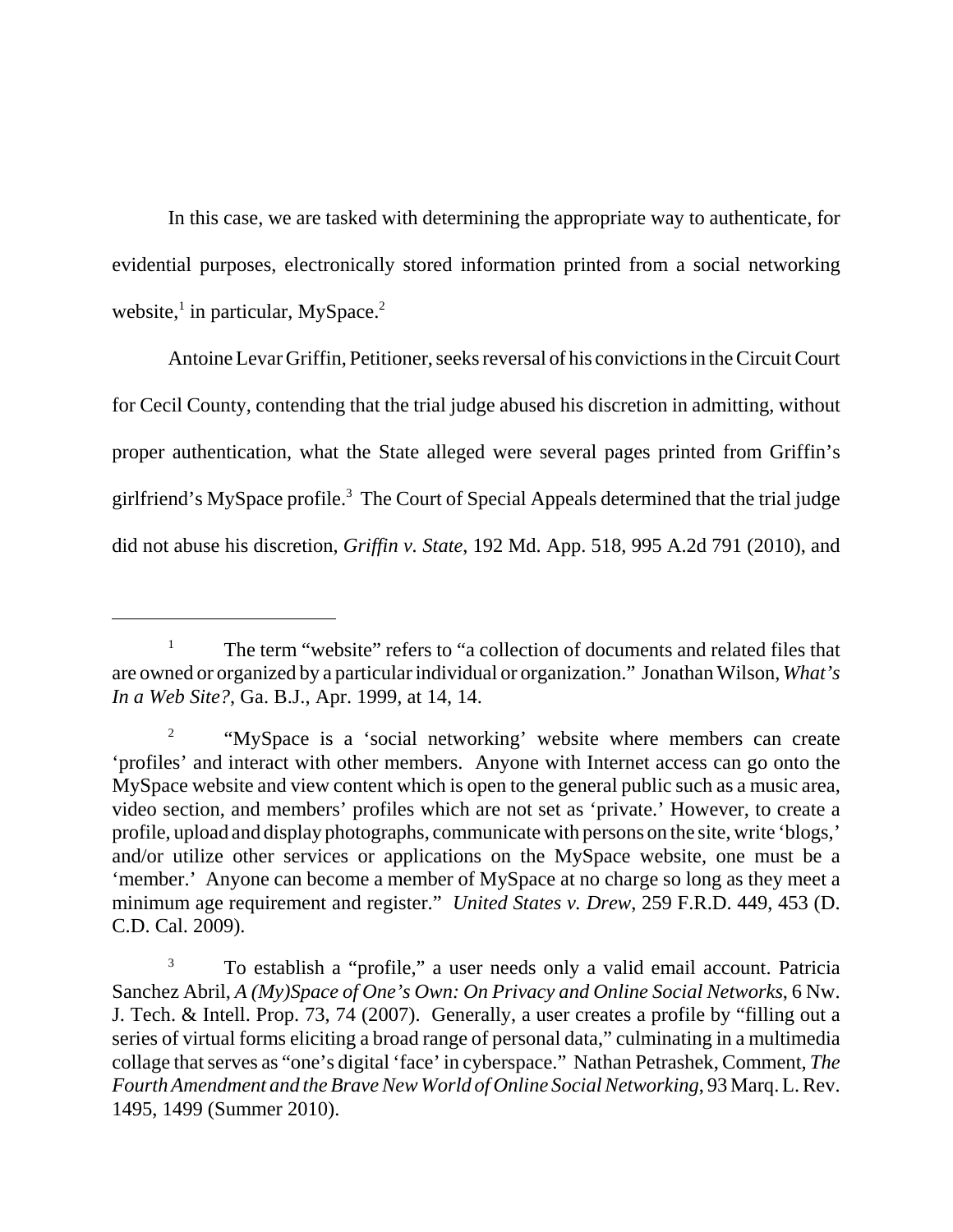In this case, we are tasked with determining the appropriate way to authenticate, for evidential purposes, electronically stored information printed from a social networking website,[1] in particular, MySpace.[2]

Antoine Levar Griffin, Petitioner, seeks reversal of his convictions in the Circuit Court for Cecil County, contending that the trial judge abused his discretion in admitting, without proper authentication, what the State alleged were several pages printed from Griffin's girlfriend's MySpace profile.[3] The Court of Special Appeals determined that the trial judge did not abuse his discretion, *Griffin v. State*, 192 Md. App. 518, 995 A.2d 791 (2010), and

---

[1] The term "website" refers to "a collection of documents and related files that are owned or organized by a particular individual or organization." Jonathan Wilson, *What's In a Web Site?*, Ga. B.J., Apr. 1999, at 14, 14.

[2] "MySpace is a 'social networking' website where members can create 'profiles' and interact with other members. Anyone with Internet access can go onto the MySpace website and view content which is open to the general public such as a music area, video section, and members' profiles which are not set as 'private.' However, to create a profile, upload and display photographs, communicate with persons on the site, write 'blogs,' and/or utilize other services or applications on the MySpace website, one must be a 'member.' Anyone can become a member of MySpace at no charge so long as they meet a minimum age requirement and register." *United States v. Drew*, 259 F.R.D. 449, 453 (D. C.D. Cal. 2009).

[3] To establish a "profile," a user needs only a valid email account. Patricia Sanchez Abril, *A (My)Space of One's Own: On Privacy and Online Social Networks*, 6 Nw. J. Tech. & Intell. Prop. 73, 74 (2007). Generally, a user creates a profile by "filling out a series of virtual forms eliciting a broad range of personal data," culminating in a multimedia collage that serves as "one's digital 'face' in cyberspace." Nathan Petrashek, Comment, *The Fourth Amendment and the Brave New World of Online Social Networking*, 93 Marq. L. Rev. 1495, 1499 (Summer 2010).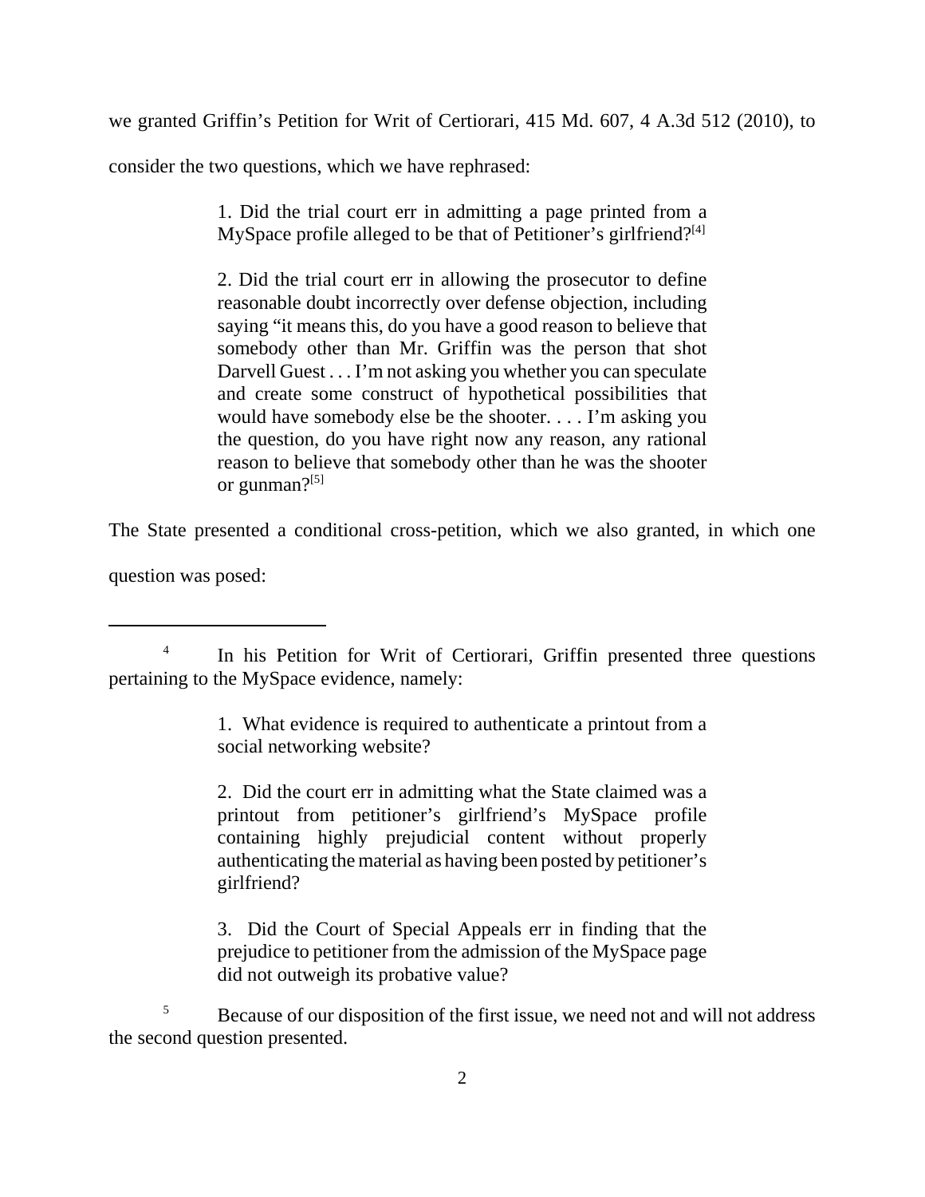we granted Griffin's Petition for Writ of Certiorari, 415 Md. 607, 4 A.3d 512 (2010), to consider the two questions, which we have rephrased:

> 1. Did the trial court err in admitting a page printed from a MySpace profile alleged to be that of Petitioner's girlfriend?[4]
>
> 2. Did the trial court err in allowing the prosecutor to define reasonable doubt incorrectly over defense objection, including saying "it means this, do you have a good reason to believe that somebody other than Mr. Griffin was the person that shot Darvell Guest . . . I'm not asking you whether you can speculate and create some construct of hypothetical possibilities that would have somebody else be the shooter. . . . I'm asking you the question, do you have right now any reason, any rational reason to believe that somebody other than he was the shooter or gunman?[5]

The State presented a conditional cross-petition, which we also granted, in which one question was posed:

---

[4] In his Petition for Writ of Certiorari, Griffin presented three questions pertaining to the MySpace evidence, namely:

> 1. What evidence is required to authenticate a printout from a social networking website?
>
> 2. Did the court err in admitting what the State claimed was a printout from petitioner's girlfriend's MySpace profile containing highly prejudicial content without properly authenticating the material as having been posted by petitioner's girlfriend?
>
> 3. Did the Court of Special Appeals err in finding that the prejudice to petitioner from the admission of the MySpace page did not outweigh its probative value?

[5] Because of our disposition of the first issue, we need not and will not address the second question presented.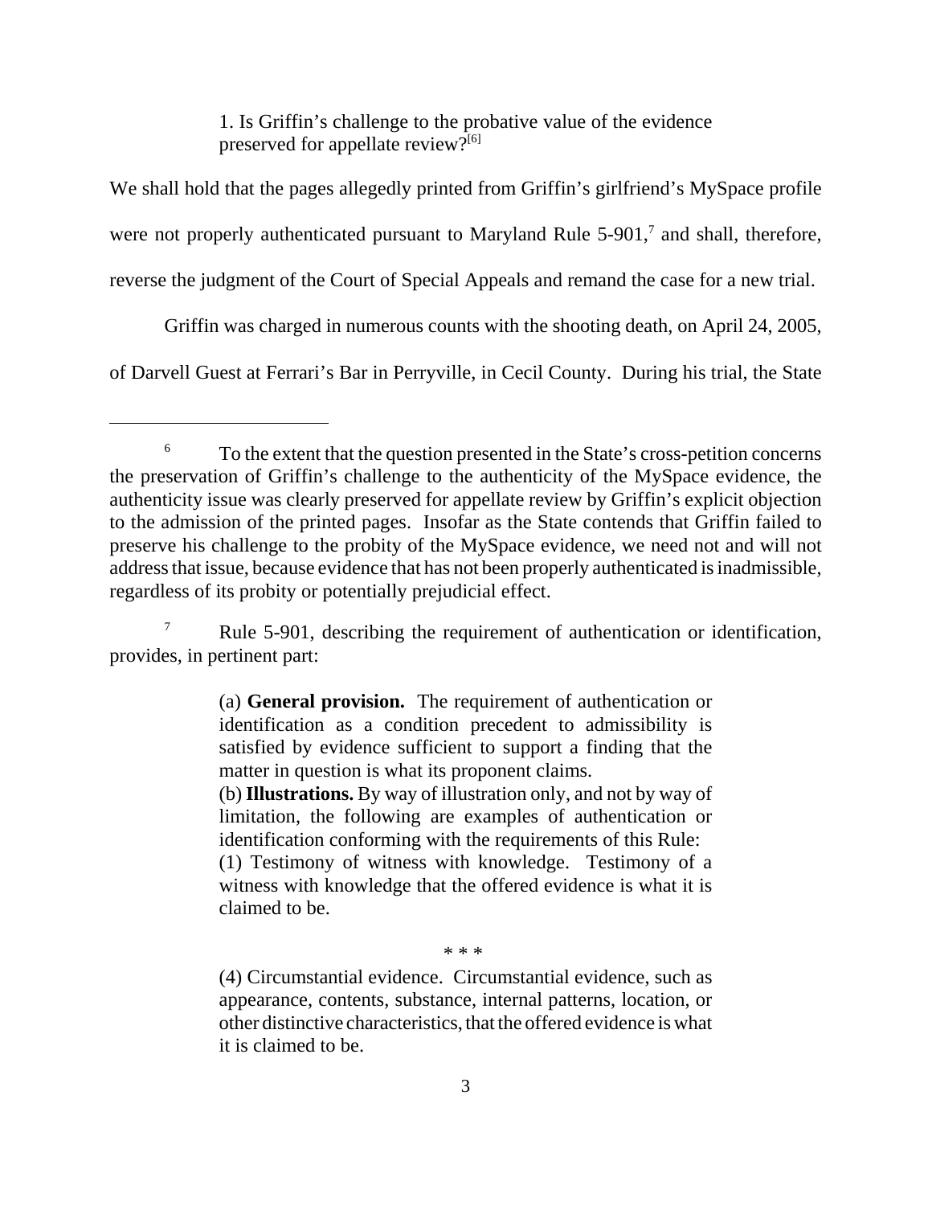> 1. Is Griffin's challenge to the probative value of the evidence preserved for appellate review?[6]

We shall hold that the pages allegedly printed from Griffin's girlfriend's MySpace profile were not properly authenticated pursuant to Maryland Rule 5-901,[7] and shall, therefore, reverse the judgment of the Court of Special Appeals and remand the case for a new trial.

Griffin was charged in numerous counts with the shooting death, on April 24, 2005, of Darvell Guest at Ferrari's Bar in Perryville, in Cecil County. During his trial, the State

---

[6] To the extent that the question presented in the State's cross-petition concerns the preservation of Griffin's challenge to the authenticity of the MySpace evidence, the authenticity issue was clearly preserved for appellate review by Griffin's explicit objection to the admission of the printed pages. Insofar as the State contends that Griffin failed to preserve his challenge to the probity of the MySpace evidence, we need not and will not address that issue, because evidence that has not been properly authenticated is inadmissible, regardless of its probity or potentially prejudicial effect.

[7] Rule 5-901, describing the requirement of authentication or identification, provides, in pertinent part:

> (a) **General provision.** The requirement of authentication or identification as a condition precedent to admissibility is satisfied by evidence sufficient to support a finding that the matter in question is what its proponent claims.
> (b) **Illustrations.** By way of illustration only, and not by way of limitation, the following are examples of authentication or identification conforming with the requirements of this Rule:
> (1) Testimony of witness with knowledge. Testimony of a witness with knowledge that the offered evidence is what it is claimed to be.
>
> * * *
>
> (4) Circumstantial evidence. Circumstantial evidence, such as appearance, contents, substance, internal patterns, location, or other distinctive characteristics, that the offered evidence is what it is claimed to be.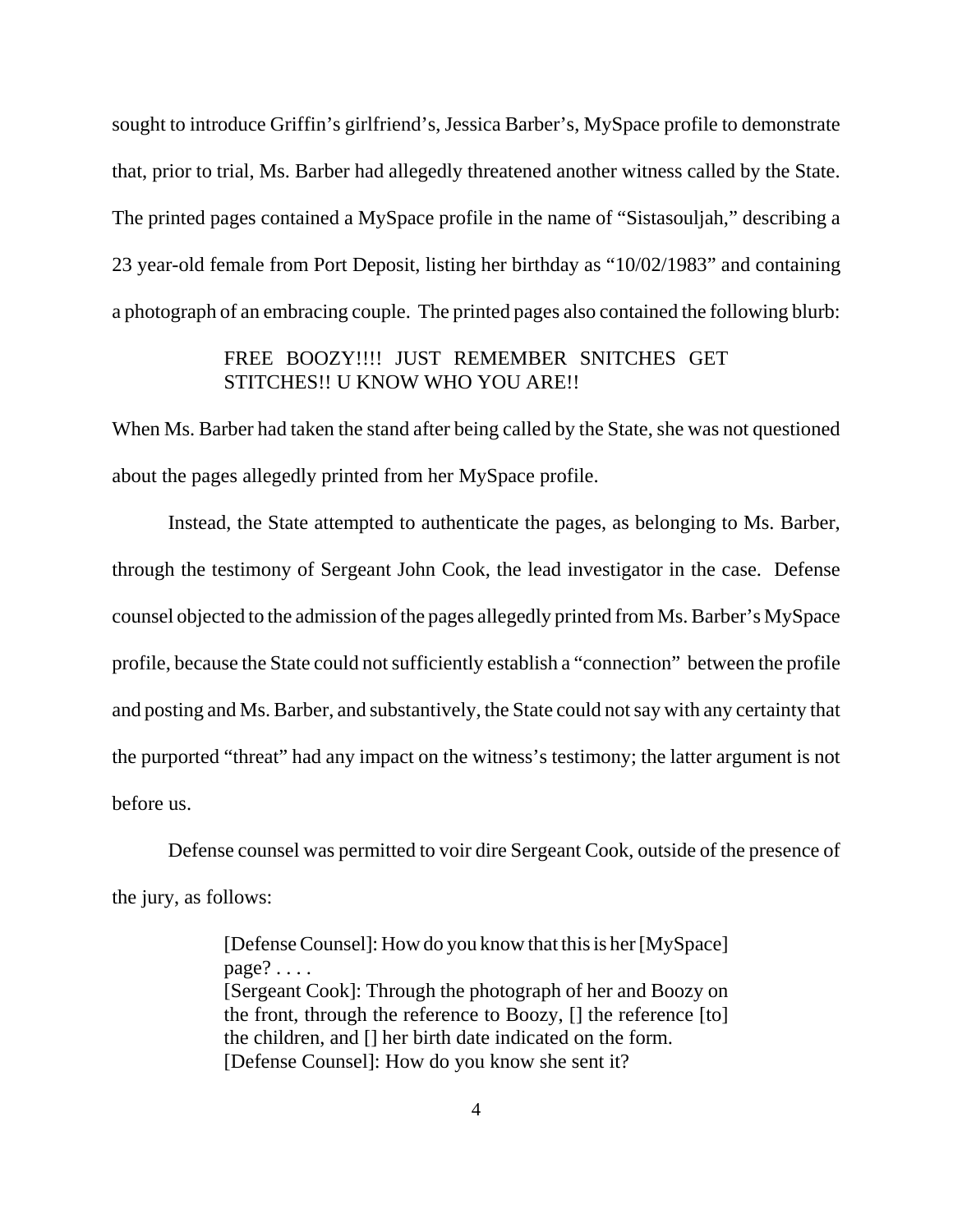sought to introduce Griffin's girlfriend's, Jessica Barber's, MySpace profile to demonstrate that, prior to trial, Ms. Barber had allegedly threatened another witness called by the State. The printed pages contained a MySpace profile in the name of "Sistasouljah," describing a 23 year-old female from Port Deposit, listing her birthday as "10/02/1983" and containing a photograph of an embracing couple. The printed pages also contained the following blurb:

> FREE BOOZY!!!! JUST REMEMBER SNITCHES GET STITCHES!! U KNOW WHO YOU ARE!!

When Ms. Barber had taken the stand after being called by the State, she was not questioned about the pages allegedly printed from her MySpace profile.

Instead, the State attempted to authenticate the pages, as belonging to Ms. Barber, through the testimony of Sergeant John Cook, the lead investigator in the case. Defense counsel objected to the admission of the pages allegedly printed from Ms. Barber's MySpace profile, because the State could not sufficiently establish a "connection" between the profile and posting and Ms. Barber, and substantively, the State could not say with any certainty that the purported "threat" had any impact on the witness's testimony; the latter argument is not before us.

Defense counsel was permitted to voir dire Sergeant Cook, outside of the presence of the jury, as follows:

> [Defense Counsel]: How do you know that this is her [MySpace] page? . . . .
> [Sergeant Cook]: Through the photograph of her and Boozy on the front, through the reference to Boozy, [] the reference [to] the children, and [] her birth date indicated on the form.
> [Defense Counsel]: How do you know she sent it?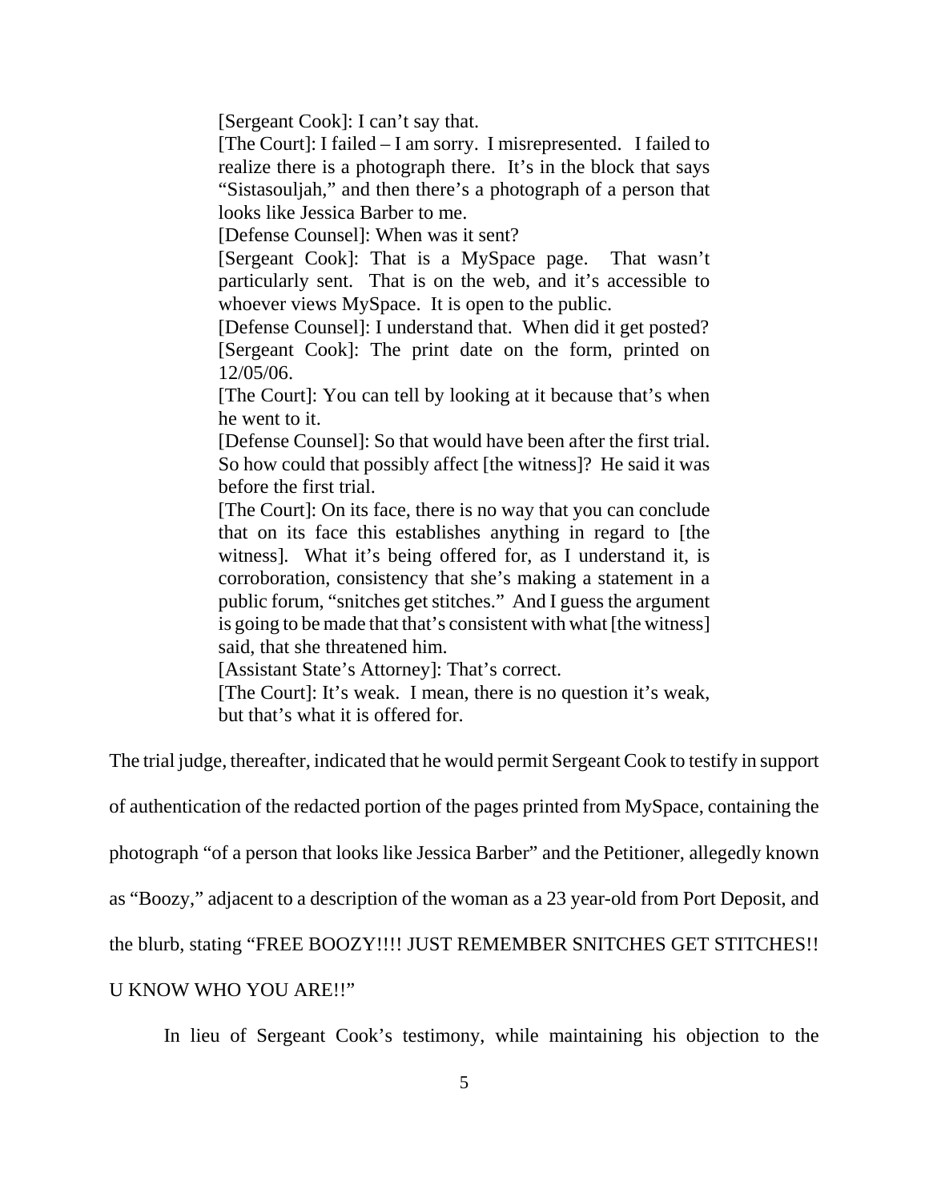> [Sergeant Cook]: I can't say that.
>
> [The Court]: I failed – I am sorry. I misrepresented. I failed to realize there is a photograph there. It's in the block that says "Sistasouljah," and then there's a photograph of a person that looks like Jessica Barber to me.
>
> [Defense Counsel]: When was it sent?
>
> [Sergeant Cook]: That is a MySpace page. That wasn't particularly sent. That is on the web, and it's accessible to whoever views MySpace. It is open to the public.
>
> [Defense Counsel]: I understand that. When did it get posted?
>
> [Sergeant Cook]: The print date on the form, printed on 12/05/06.
>
> [The Court]: You can tell by looking at it because that's when he went to it.
>
> [Defense Counsel]: So that would have been after the first trial. So how could that possibly affect [the witness]? He said it was before the first trial.
>
> [The Court]: On its face, there is no way that you can conclude that on its face this establishes anything in regard to [the witness]. What it's being offered for, as I understand it, is corroboration, consistency that she's making a statement in a public forum, "snitches get stitches." And I guess the argument is going to be made that that's consistent with what [the witness] said, that she threatened him.
>
> [Assistant State's Attorney]: That's correct.
>
> [The Court]: It's weak. I mean, there is no question it's weak, but that's what it is offered for.

The trial judge, thereafter, indicated that he would permit Sergeant Cook to testify in support of authentication of the redacted portion of the pages printed from MySpace, containing the photograph "of a person that looks like Jessica Barber" and the Petitioner, allegedly known as "Boozy," adjacent to a description of the woman as a 23 year-old from Port Deposit, and the blurb, stating "FREE BOOZY!!!! JUST REMEMBER SNITCHES GET STITCHES!! U KNOW WHO YOU ARE!!"

In lieu of Sergeant Cook's testimony, while maintaining his objection to the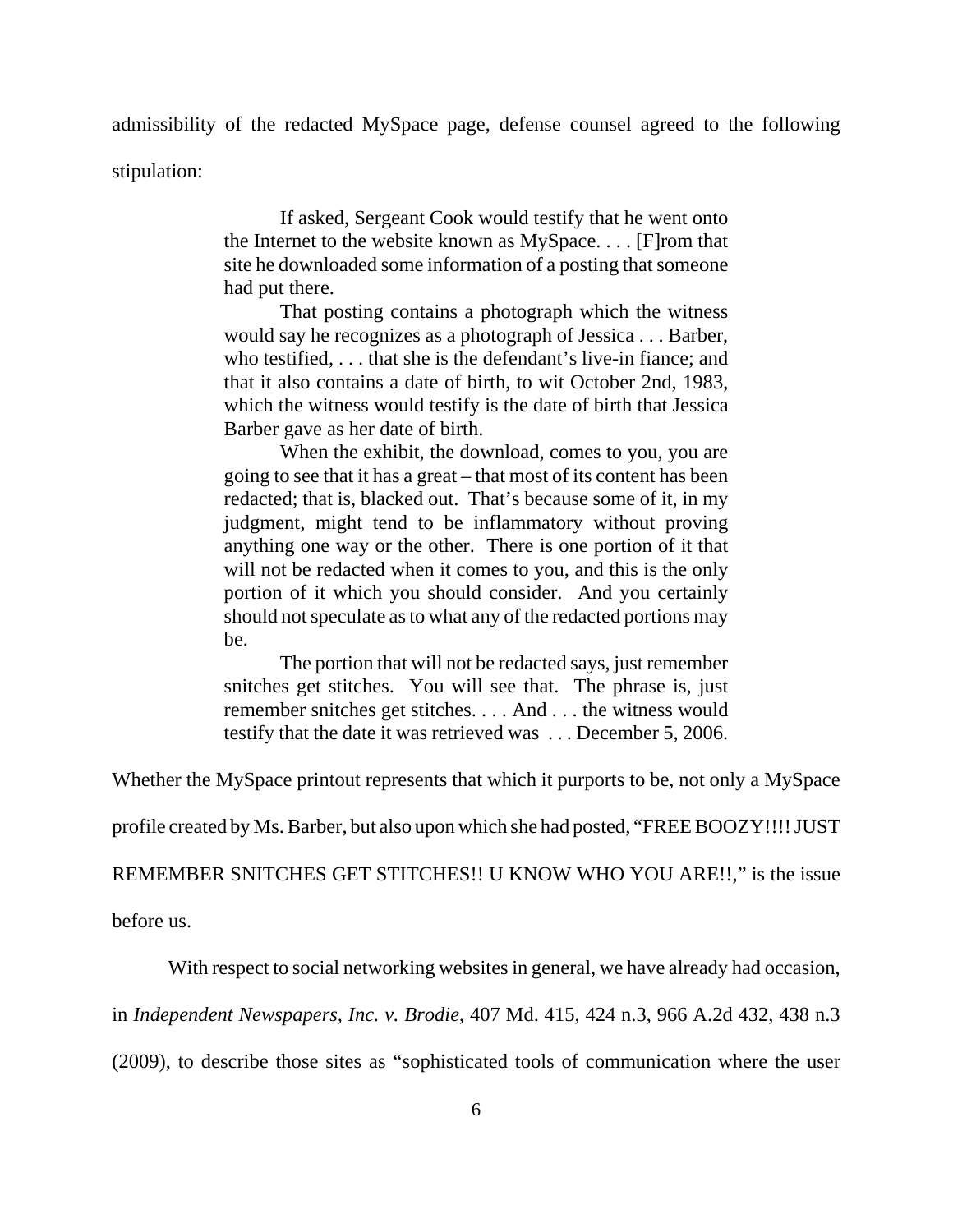admissibility of the redacted MySpace page, defense counsel agreed to the following stipulation:

> If asked, Sergeant Cook would testify that he went onto the Internet to the website known as MySpace. . . . [F]rom that site he downloaded some information of a posting that someone had put there.
>
> That posting contains a photograph which the witness would say he recognizes as a photograph of Jessica . . . Barber, who testified, . . . that she is the defendant's live-in fiance; and that it also contains a date of birth, to wit October 2nd, 1983, which the witness would testify is the date of birth that Jessica Barber gave as her date of birth.
>
> When the exhibit, the download, comes to you, you are going to see that it has a great – that most of its content has been redacted; that is, blacked out. That's because some of it, in my judgment, might tend to be inflammatory without proving anything one way or the other. There is one portion of it that will not be redacted when it comes to you, and this is the only portion of it which you should consider. And you certainly should not speculate as to what any of the redacted portions may be.
>
> The portion that will not be redacted says, just remember snitches get stitches. You will see that. The phrase is, just remember snitches get stitches. . . . And . . . the witness would testify that the date it was retrieved was . . . December 5, 2006.

Whether the MySpace printout represents that which it purports to be, not only a MySpace profile created by Ms. Barber, but also upon which she had posted, "FREE BOOZY!!!! JUST REMEMBER SNITCHES GET STITCHES!! U KNOW WHO YOU ARE!!," is the issue before us.

With respect to social networking websites in general, we have already had occasion, in *Independent Newspapers, Inc. v. Brodie*, 407 Md. 415, 424 n.3, 966 A.2d 432, 438 n.3 (2009), to describe those sites as "sophisticated tools of communication where the user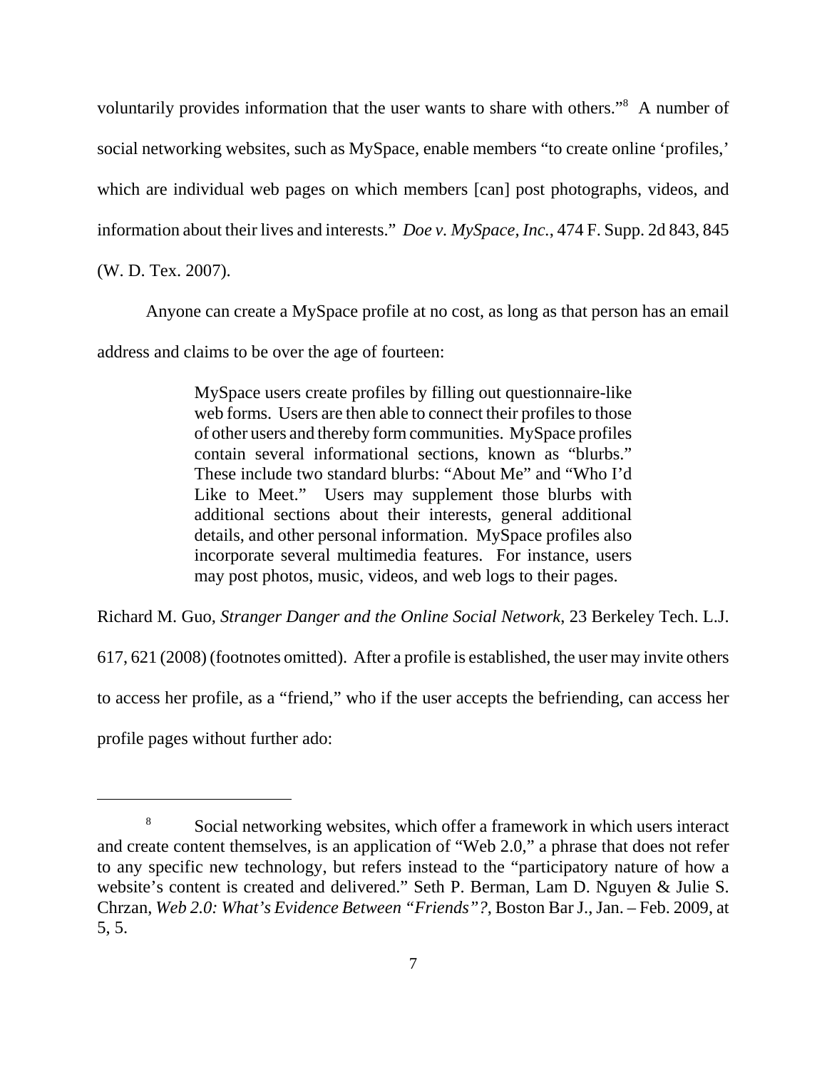voluntarily provides information that the user wants to share with others."[8] A number of social networking websites, such as MySpace, enable members "to create online 'profiles,' which are individual web pages on which members [can] post photographs, videos, and information about their lives and interests." *Doe v. MySpace, Inc.*, 474 F. Supp. 2d 843, 845 (W. D. Tex. 2007).

Anyone can create a MySpace profile at no cost, as long as that person has an email address and claims to be over the age of fourteen:

> MySpace users create profiles by filling out questionnaire-like web forms. Users are then able to connect their profiles to those of other users and thereby form communities. MySpace profiles contain several informational sections, known as "blurbs." These include two standard blurbs: "About Me" and "Who I'd Like to Meet." Users may supplement those blurbs with additional sections about their interests, general additional details, and other personal information. MySpace profiles also incorporate several multimedia features. For instance, users may post photos, music, videos, and web logs to their pages.

Richard M. Guo, *Stranger Danger and the Online Social Network*, 23 Berkeley Tech. L.J. 617, 621 (2008) (footnotes omitted). After a profile is established, the user may invite others to access her profile, as a "friend," who if the user accepts the befriending, can access her profile pages without further ado:

---

[8] Social networking websites, which offer a framework in which users interact and create content themselves, is an application of "Web 2.0," a phrase that does not refer to any specific new technology, but refers instead to the "participatory nature of how a website's content is created and delivered." Seth P. Berman, Lam D. Nguyen & Julie S. Chrzan, *Web 2.0: What's Evidence Between "Friends"?*, Boston Bar J., Jan. – Feb. 2009, at 5, 5.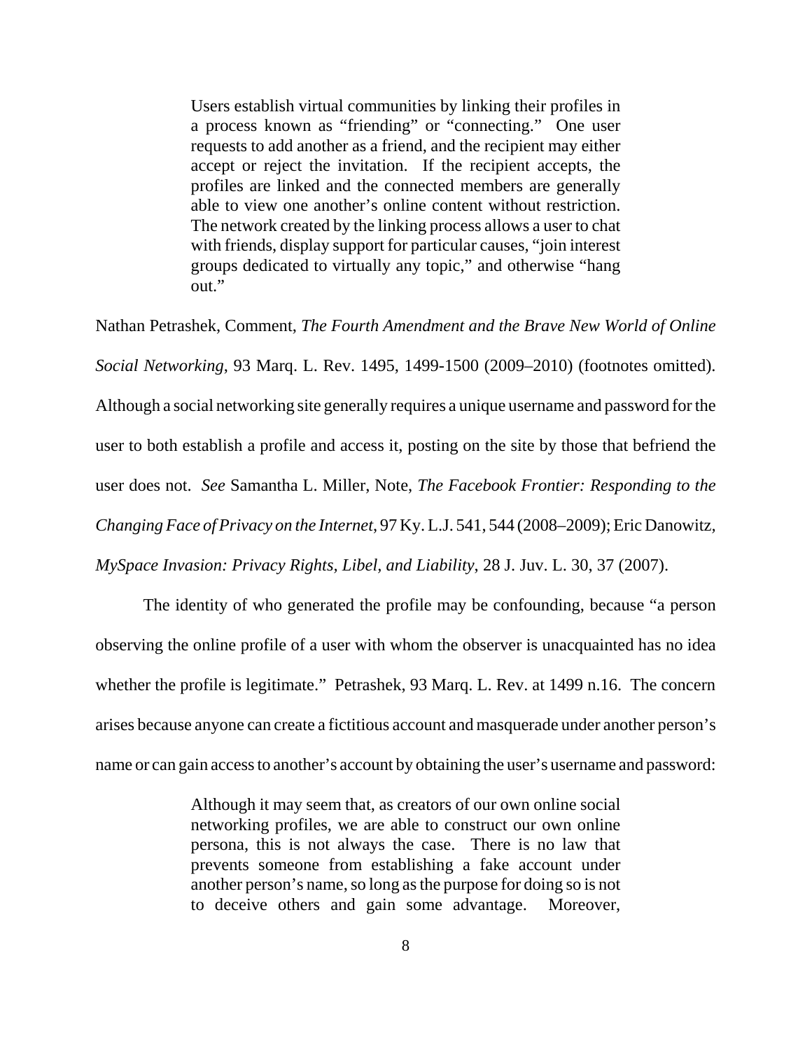> Users establish virtual communities by linking their profiles in a process known as "friending" or "connecting." One user requests to add another as a friend, and the recipient may either accept or reject the invitation. If the recipient accepts, the profiles are linked and the connected members are generally able to view one another's online content without restriction. The network created by the linking process allows a user to chat with friends, display support for particular causes, "join interest groups dedicated to virtually any topic," and otherwise "hang out."

Nathan Petrashek, Comment, *The Fourth Amendment and the Brave New World of Online Social Networking*, 93 Marq. L. Rev. 1495, 1499-1500 (2009–2010) (footnotes omitted). Although a social networking site generally requires a unique username and password for the user to both establish a profile and access it, posting on the site by those that befriend the user does not. *See* Samantha L. Miller, Note, *The Facebook Frontier: Responding to the Changing Face of Privacy on the Internet*, 97 Ky. L.J. 541, 544 (2008–2009); Eric Danowitz, *MySpace Invasion: Privacy Rights, Libel, and Liability*, 28 J. Juv. L. 30, 37 (2007).

The identity of who generated the profile may be confounding, because "a person observing the online profile of a user with whom the observer is unacquainted has no idea whether the profile is legitimate." Petrashek, 93 Marq. L. Rev. at 1499 n.16. The concern arises because anyone can create a fictitious account and masquerade under another person's name or can gain access to another's account by obtaining the user's username and password:

> Although it may seem that, as creators of our own online social networking profiles, we are able to construct our own online persona, this is not always the case. There is no law that prevents someone from establishing a fake account under another person's name, so long as the purpose for doing so is not to deceive others and gain some advantage. Moreover,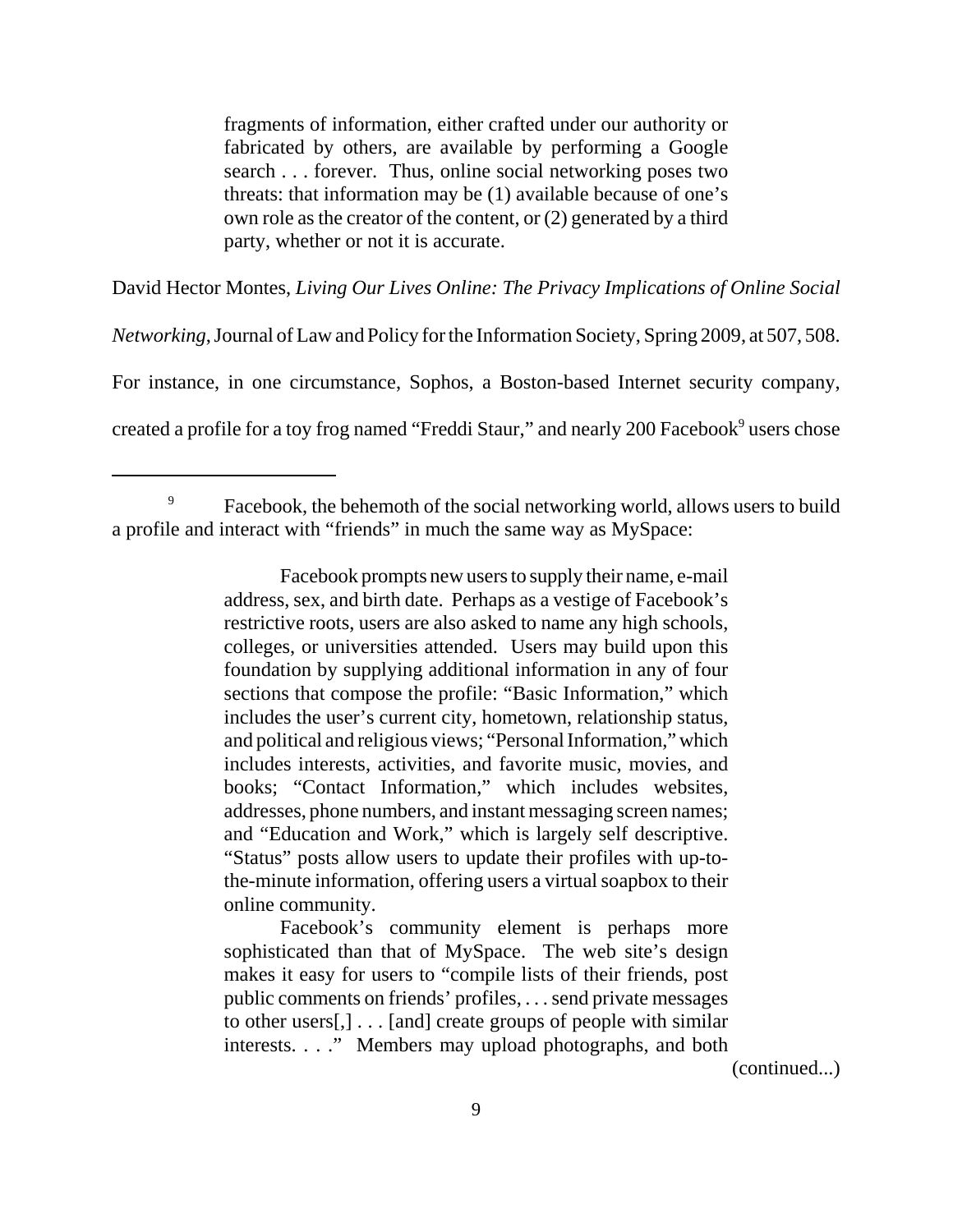> fragments of information, either crafted under our authority or fabricated by others, are available by performing a Google search . . . forever. Thus, online social networking poses two threats: that information may be (1) available because of one's own role as the creator of the content, or (2) generated by a third party, whether or not it is accurate.

David Hector Montes, *Living Our Lives Online: The Privacy Implications of Online Social Networking*, Journal of Law and Policy for the Information Society, Spring 2009, at 507, 508. For instance, in one circumstance, Sophos, a Boston-based Internet security company, created a profile for a toy frog named "Freddi Staur," and nearly 200 Facebook[9] users chose

---

[9] Facebook, the behemoth of the social networking world, allows users to build a profile and interact with "friends" in much the same way as MySpace:

> Facebook prompts new users to supply their name, e-mail address, sex, and birth date. Perhaps as a vestige of Facebook's restrictive roots, users are also asked to name any high schools, colleges, or universities attended. Users may build upon this foundation by supplying additional information in any of four sections that compose the profile: "Basic Information," which includes the user's current city, hometown, relationship status, and political and religious views; "Personal Information," which includes interests, activities, and favorite music, movies, and books; "Contact Information," which includes websites, addresses, phone numbers, and instant messaging screen names; and "Education and Work," which is largely self descriptive. "Status" posts allow users to update their profiles with up-to-the-minute information, offering users a virtual soapbox to their online community.
>
> Facebook's community element is perhaps more sophisticated than that of MySpace. The web site's design makes it easy for users to "compile lists of their friends, post public comments on friends' profiles, . . . send private messages to other users[,] . . . [and] create groups of people with similar interests. . . ." Members may upload photographs, and both

(continued...)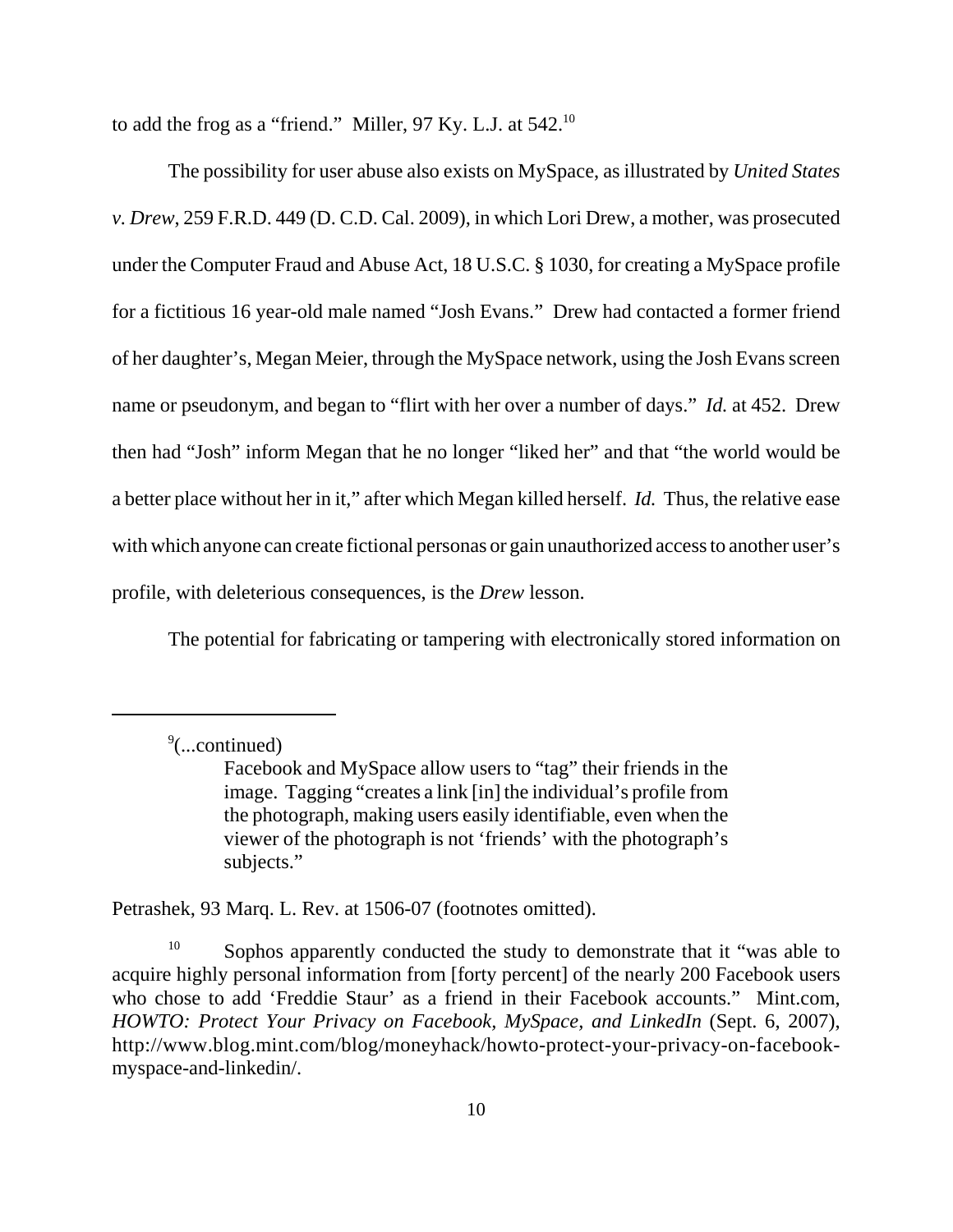to add the frog as a "friend." Miller, 97 Ky. L.J. at 542.[10]

The possibility for user abuse also exists on MySpace, as illustrated by *United States v. Drew*, 259 F.R.D. 449 (D. C.D. Cal. 2009), in which Lori Drew, a mother, was prosecuted under the Computer Fraud and Abuse Act, 18 U.S.C. § 1030, for creating a MySpace profile for a fictitious 16 year-old male named "Josh Evans." Drew had contacted a former friend of her daughter's, Megan Meier, through the MySpace network, using the Josh Evans screen name or pseudonym, and began to "flirt with her over a number of days." *Id.* at 452. Drew then had "Josh" inform Megan that he no longer "liked her" and that "the world would be a better place without her in it," after which Megan killed herself. *Id.* Thus, the relative ease with which anyone can create fictional personas or gain unauthorized access to another user's profile, with deleterious consequences, is the *Drew* lesson.

The potential for fabricating or tampering with electronically stored information on

---

[9](...continued)

> Facebook and MySpace allow users to "tag" their friends in the image. Tagging "creates a link [in] the individual's profile from the photograph, making users easily identifiable, even when the viewer of the photograph is not 'friends' with the photograph's subjects."

Petrashek, 93 Marq. L. Rev. at 1506-07 (footnotes omitted).

[10] Sophos apparently conducted the study to demonstrate that it "was able to acquire highly personal information from [forty percent] of the nearly 200 Facebook users who chose to add 'Freddie Staur' as a friend in their Facebook accounts." Mint.com, *HOWTO: Protect Your Privacy on Facebook, MySpace, and LinkedIn* (Sept. 6, 2007), http://www.blog.mint.com/blog/moneyhack/howto-protect-your-privacy-on-facebook-myspace-and-linkedin/.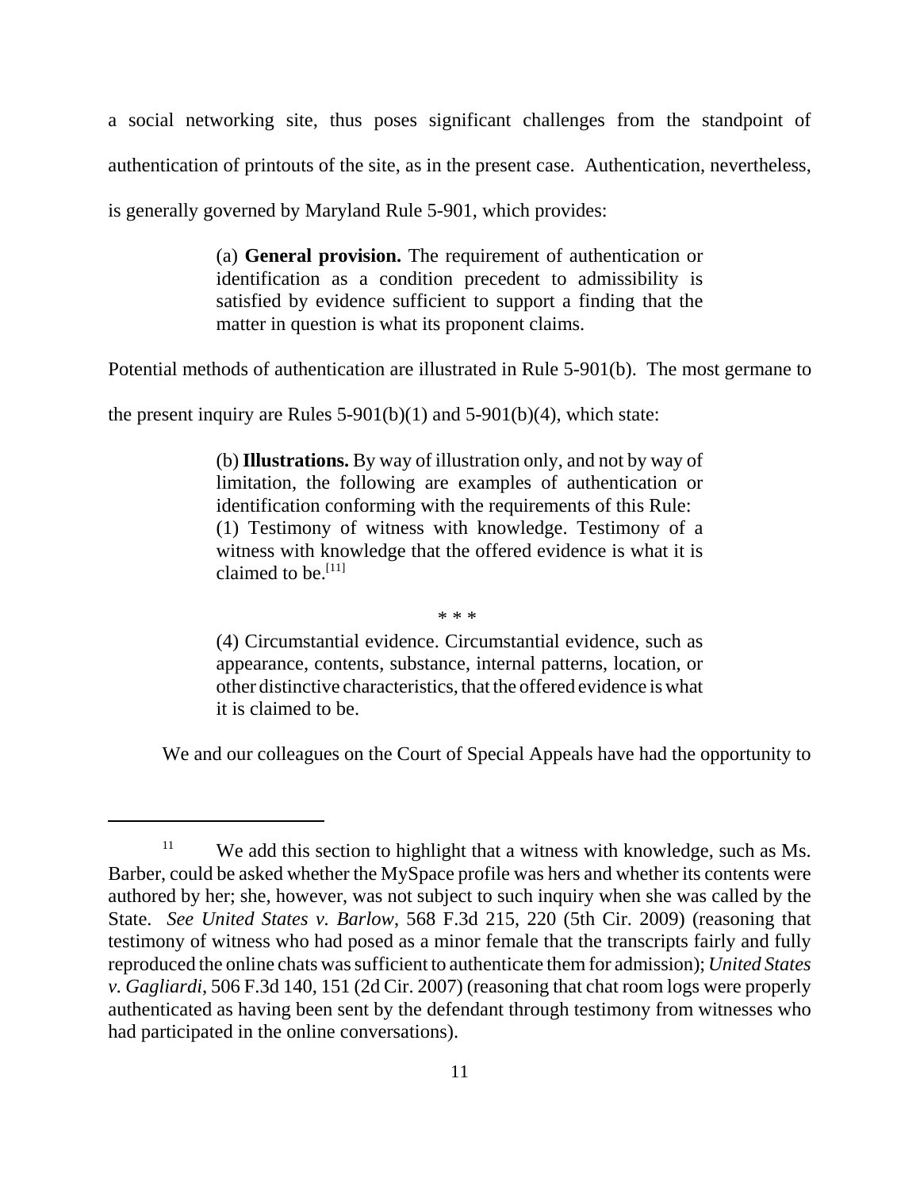a social networking site, thus poses significant challenges from the standpoint of authentication of printouts of the site, as in the present case. Authentication, nevertheless, is generally governed by Maryland Rule 5-901, which provides:

> (a) **General provision.** The requirement of authentication or identification as a condition precedent to admissibility is satisfied by evidence sufficient to support a finding that the matter in question is what its proponent claims.

Potential methods of authentication are illustrated in Rule 5-901(b). The most germane to the present inquiry are Rules 5-901(b)(1) and 5-901(b)(4), which state:

> (b) **Illustrations.** By way of illustration only, and not by way of limitation, the following are examples of authentication or identification conforming with the requirements of this Rule:
> (1) Testimony of witness with knowledge. Testimony of a witness with knowledge that the offered evidence is what it is claimed to be.[11]
>
> \* \* \*
>
> (4) Circumstantial evidence. Circumstantial evidence, such as appearance, contents, substance, internal patterns, location, or other distinctive characteristics, that the offered evidence is what it is claimed to be.

We and our colleagues on the Court of Special Appeals have had the opportunity to

---

[11] We add this section to highlight that a witness with knowledge, such as Ms. Barber, could be asked whether the MySpace profile was hers and whether its contents were authored by her; she, however, was not subject to such inquiry when she was called by the State. *See United States v. Barlow*, 568 F.3d 215, 220 (5th Cir. 2009) (reasoning that testimony of witness who had posed as a minor female that the transcripts fairly and fully reproduced the online chats was sufficient to authenticate them for admission); *United States v. Gagliardi*, 506 F.3d 140, 151 (2d Cir. 2007) (reasoning that chat room logs were properly authenticated as having been sent by the defendant through testimony from witnesses who had participated in the online conversations).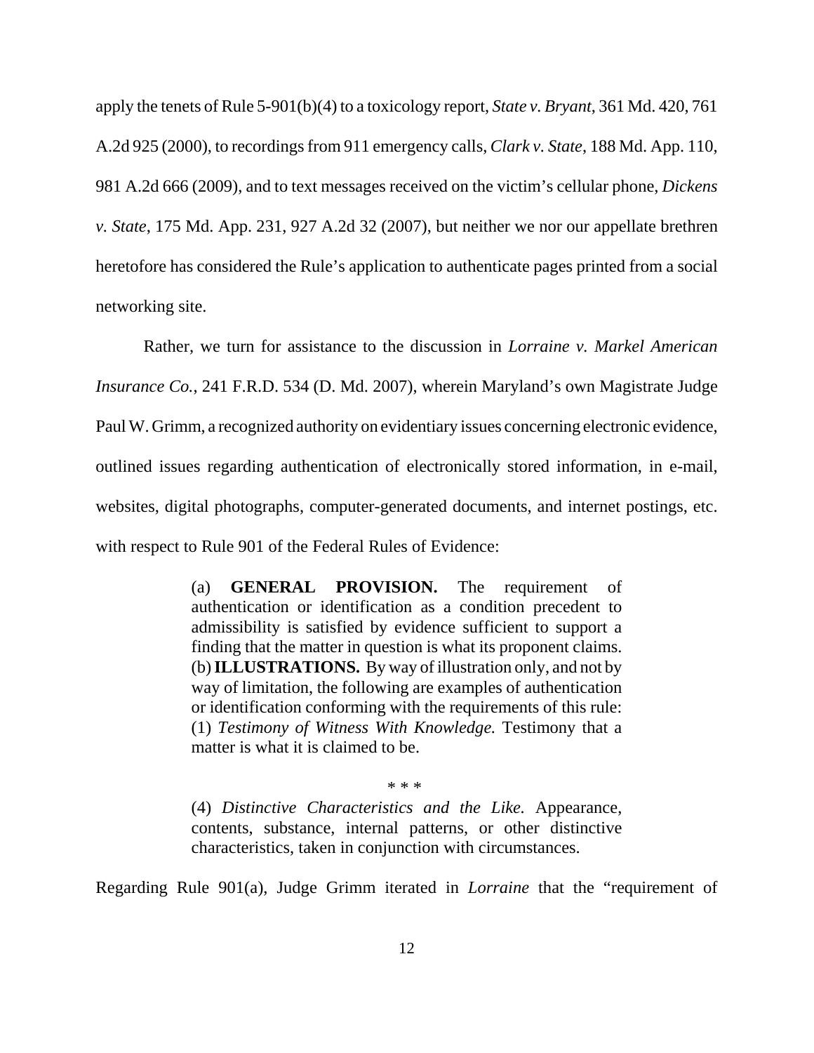apply the tenets of Rule 5-901(b)(4) to a toxicology report, *State v. Bryant*, 361 Md. 420, 761 A.2d 925 (2000), to recordings from 911 emergency calls, *Clark v. State*, 188 Md. App. 110, 981 A.2d 666 (2009), and to text messages received on the victim's cellular phone, *Dickens v. State*, 175 Md. App. 231, 927 A.2d 32 (2007), but neither we nor our appellate brethren heretofore has considered the Rule's application to authenticate pages printed from a social networking site.

Rather, we turn for assistance to the discussion in *Lorraine v. Markel American Insurance Co.*, 241 F.R.D. 534 (D. Md. 2007), wherein Maryland's own Magistrate Judge Paul W. Grimm, a recognized authority on evidentiary issues concerning electronic evidence, outlined issues regarding authentication of electronically stored information, in e-mail, websites, digital photographs, computer-generated documents, and internet postings, etc. with respect to Rule 901 of the Federal Rules of Evidence:

> (a) **GENERAL PROVISION.** The requirement of authentication or identification as a condition precedent to admissibility is satisfied by evidence sufficient to support a finding that the matter in question is what its proponent claims.
> (b) **ILLUSTRATIONS.** By way of illustration only, and not by way of limitation, the following are examples of authentication or identification conforming with the requirements of this rule:
> (1) *Testimony of Witness With Knowledge.* Testimony that a matter is what it is claimed to be.
>
> \* \* \*
>
> (4) *Distinctive Characteristics and the Like.* Appearance, contents, substance, internal patterns, or other distinctive characteristics, taken in conjunction with circumstances.

Regarding Rule 901(a), Judge Grimm iterated in *Lorraine* that the "requirement of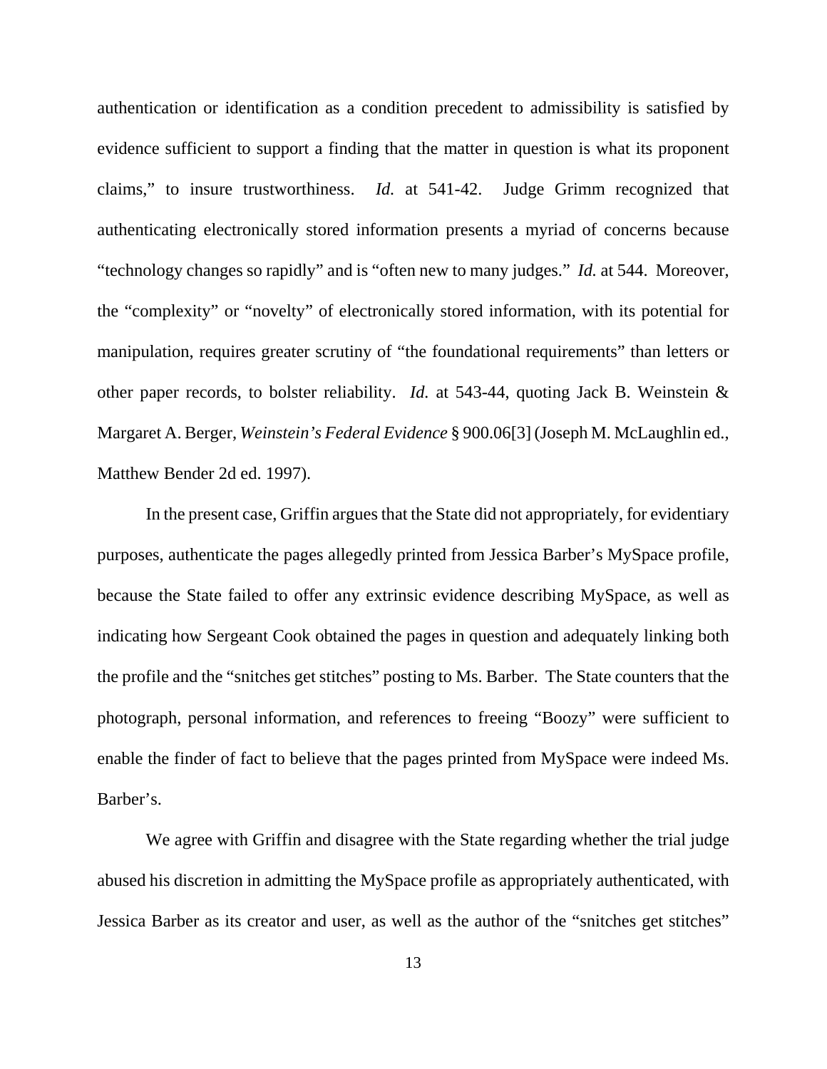authentication or identification as a condition precedent to admissibility is satisfied by evidence sufficient to support a finding that the matter in question is what its proponent claims," to insure trustworthiness. *Id.* at 541-42. Judge Grimm recognized that authenticating electronically stored information presents a myriad of concerns because "technology changes so rapidly" and is "often new to many judges." *Id.* at 544. Moreover, the "complexity" or "novelty" of electronically stored information, with its potential for manipulation, requires greater scrutiny of "the foundational requirements" than letters or other paper records, to bolster reliability. *Id.* at 543-44, quoting Jack B. Weinstein & Margaret A. Berger, *Weinstein's Federal Evidence* § 900.06[3] (Joseph M. McLaughlin ed., Matthew Bender 2d ed. 1997).

In the present case, Griffin argues that the State did not appropriately, for evidentiary purposes, authenticate the pages allegedly printed from Jessica Barber's MySpace profile, because the State failed to offer any extrinsic evidence describing MySpace, as well as indicating how Sergeant Cook obtained the pages in question and adequately linking both the profile and the "snitches get stitches" posting to Ms. Barber. The State counters that the photograph, personal information, and references to freeing "Boozy" were sufficient to enable the finder of fact to believe that the pages printed from MySpace were indeed Ms. Barber's.

We agree with Griffin and disagree with the State regarding whether the trial judge abused his discretion in admitting the MySpace profile as appropriately authenticated, with Jessica Barber as its creator and user, as well as the author of the "snitches get stitches"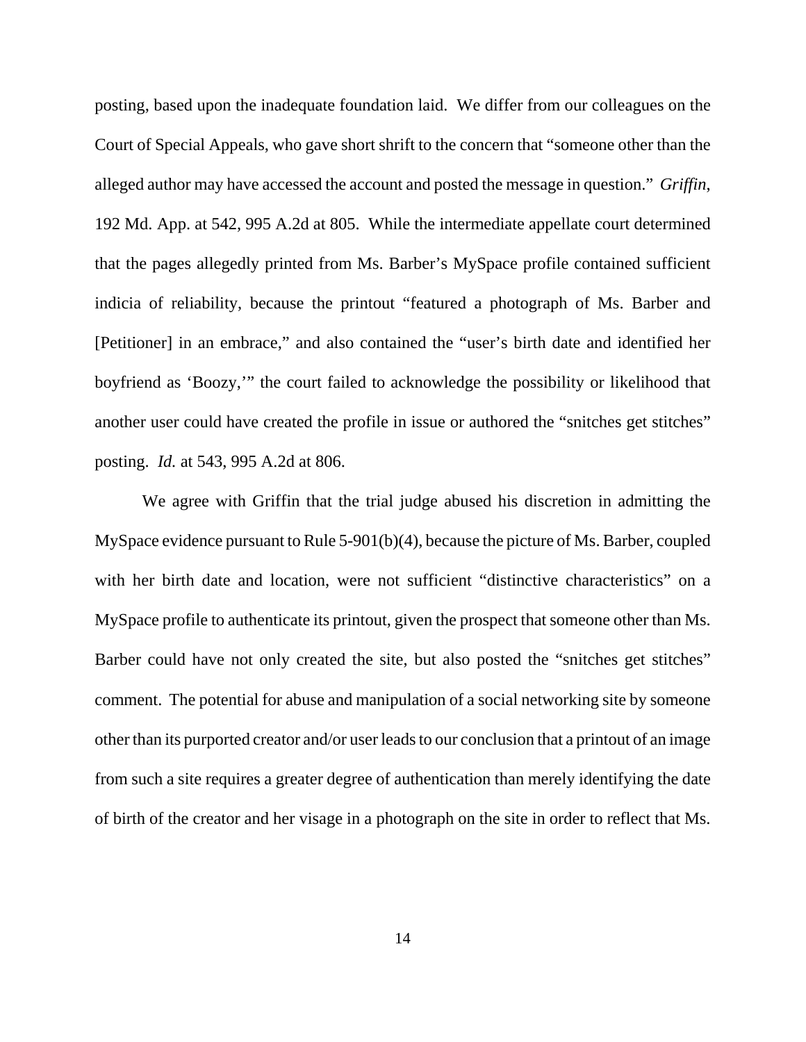posting, based upon the inadequate foundation laid. We differ from our colleagues on the Court of Special Appeals, who gave short shrift to the concern that "someone other than the alleged author may have accessed the account and posted the message in question." *Griffin*, 192 Md. App. at 542, 995 A.2d at 805. While the intermediate appellate court determined that the pages allegedly printed from Ms. Barber's MySpace profile contained sufficient indicia of reliability, because the printout "featured a photograph of Ms. Barber and [Petitioner] in an embrace," and also contained the "user's birth date and identified her boyfriend as 'Boozy,'" the court failed to acknowledge the possibility or likelihood that another user could have created the profile in issue or authored the "snitches get stitches" posting. *Id.* at 543, 995 A.2d at 806.

We agree with Griffin that the trial judge abused his discretion in admitting the MySpace evidence pursuant to Rule 5-901(b)(4), because the picture of Ms. Barber, coupled with her birth date and location, were not sufficient "distinctive characteristics" on a MySpace profile to authenticate its printout, given the prospect that someone other than Ms. Barber could have not only created the site, but also posted the "snitches get stitches" comment. The potential for abuse and manipulation of a social networking site by someone other than its purported creator and/or user leads to our conclusion that a printout of an image from such a site requires a greater degree of authentication than merely identifying the date of birth of the creator and her visage in a photograph on the site in order to reflect that Ms.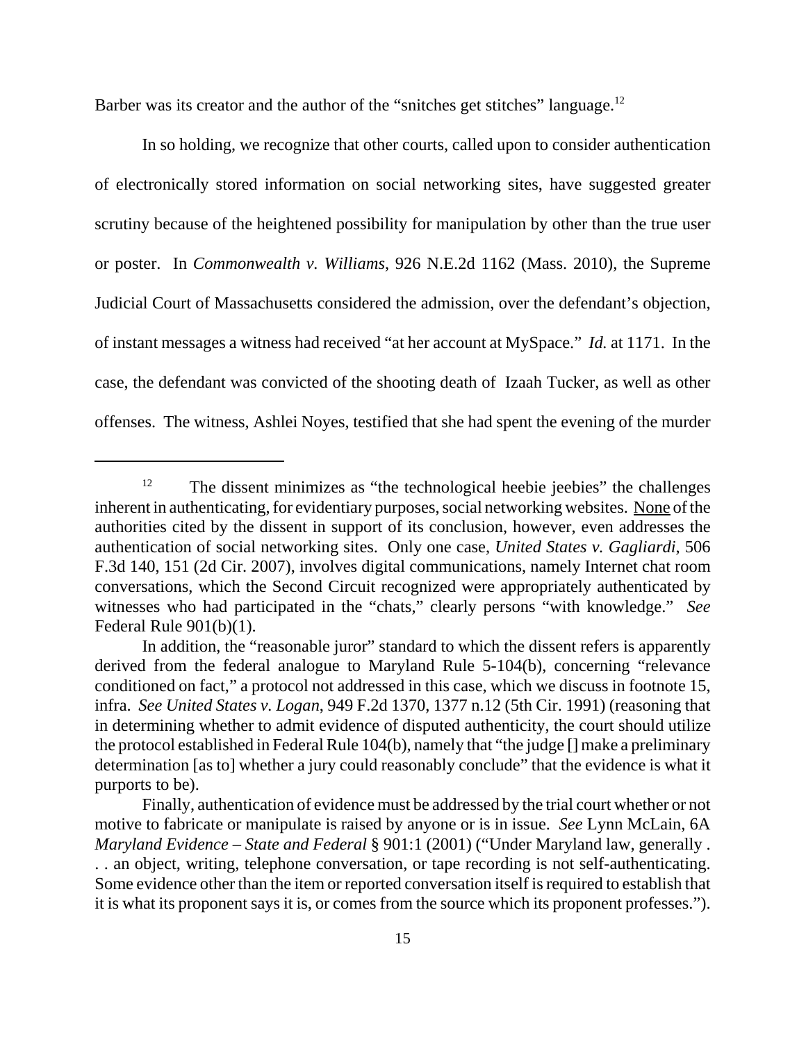Barber was its creator and the author of the "snitches get stitches" language.[12]

In so holding, we recognize that other courts, called upon to consider authentication of electronically stored information on social networking sites, have suggested greater scrutiny because of the heightened possibility for manipulation by other than the true user or poster. In *Commonwealth v. Williams*, 926 N.E.2d 1162 (Mass. 2010), the Supreme Judicial Court of Massachusetts considered the admission, over the defendant's objection, of instant messages a witness had received "at her account at MySpace." *Id.* at 1171. In the case, the defendant was convicted of the shooting death of Izaah Tucker, as well as other offenses. The witness, Ashlei Noyes, testified that she had spent the evening of the murder

---

[12] The dissent minimizes as "the technological heebie jeebies" the challenges inherent in authenticating, for evidentiary purposes, social networking websites. None of the authorities cited by the dissent in support of its conclusion, however, even addresses the authentication of social networking sites. Only one case, *United States v. Gagliardi*, 506 F.3d 140, 151 (2d Cir. 2007), involves digital communications, namely Internet chat room conversations, which the Second Circuit recognized were appropriately authenticated by witnesses who had participated in the "chats," clearly persons "with knowledge." *See* Federal Rule 901(b)(1).

In addition, the "reasonable juror" standard to which the dissent refers is apparently derived from the federal analogue to Maryland Rule 5-104(b), concerning "relevance conditioned on fact," a protocol not addressed in this case, which we discuss in footnote 15, infra. *See United States v. Logan*, 949 F.2d 1370, 1377 n.12 (5th Cir. 1991) (reasoning that in determining whether to admit evidence of disputed authenticity, the court should utilize the protocol established in Federal Rule 104(b), namely that "the judge [] make a preliminary determination [as to] whether a jury could reasonably conclude" that the evidence is what it purports to be).

Finally, authentication of evidence must be addressed by the trial court whether or not motive to fabricate or manipulate is raised by anyone or is in issue. *See* Lynn McLain, 6A *Maryland Evidence – State and Federal* § 901:1 (2001) ("Under Maryland law, generally . . . an object, writing, telephone conversation, or tape recording is not self-authenticating. Some evidence other than the item or reported conversation itself is required to establish that it is what its proponent says it is, or comes from the source which its proponent professes.").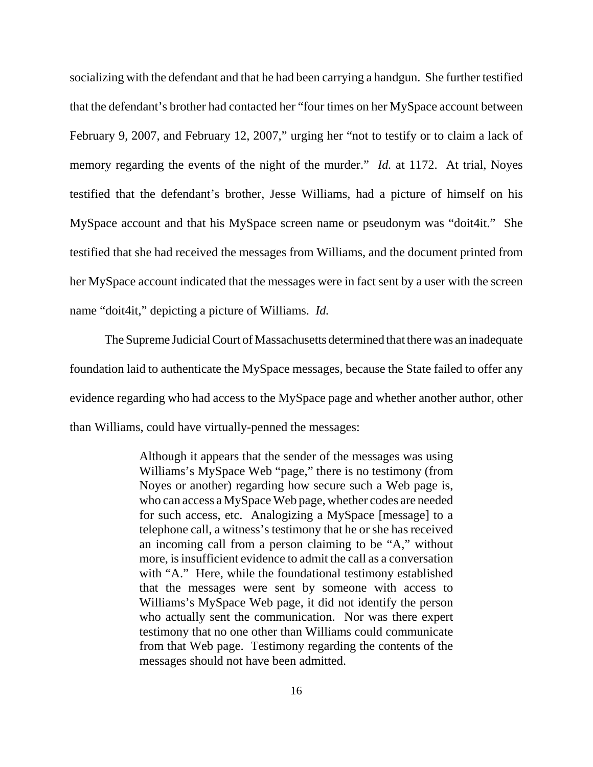socializing with the defendant and that he had been carrying a handgun. She further testified that the defendant's brother had contacted her "four times on her MySpace account between February 9, 2007, and February 12, 2007," urging her "not to testify or to claim a lack of memory regarding the events of the night of the murder." *Id.* at 1172. At trial, Noyes testified that the defendant's brother, Jesse Williams, had a picture of himself on his MySpace account and that his MySpace screen name or pseudonym was "doit4it." She testified that she had received the messages from Williams, and the document printed from her MySpace account indicated that the messages were in fact sent by a user with the screen name "doit4it," depicting a picture of Williams. *Id.*

The Supreme Judicial Court of Massachusetts determined that there was an inadequate foundation laid to authenticate the MySpace messages, because the State failed to offer any evidence regarding who had access to the MySpace page and whether another author, other than Williams, could have virtually-penned the messages:

> Although it appears that the sender of the messages was using Williams's MySpace Web "page," there is no testimony (from Noyes or another) regarding how secure such a Web page is, who can access a MySpace Web page, whether codes are needed for such access, etc. Analogizing a MySpace [message] to a telephone call, a witness's testimony that he or she has received an incoming call from a person claiming to be "A," without more, is insufficient evidence to admit the call as a conversation with "A." Here, while the foundational testimony established that the messages were sent by someone with access to Williams's MySpace Web page, it did not identify the person who actually sent the communication. Nor was there expert testimony that no one other than Williams could communicate from that Web page. Testimony regarding the contents of the messages should not have been admitted.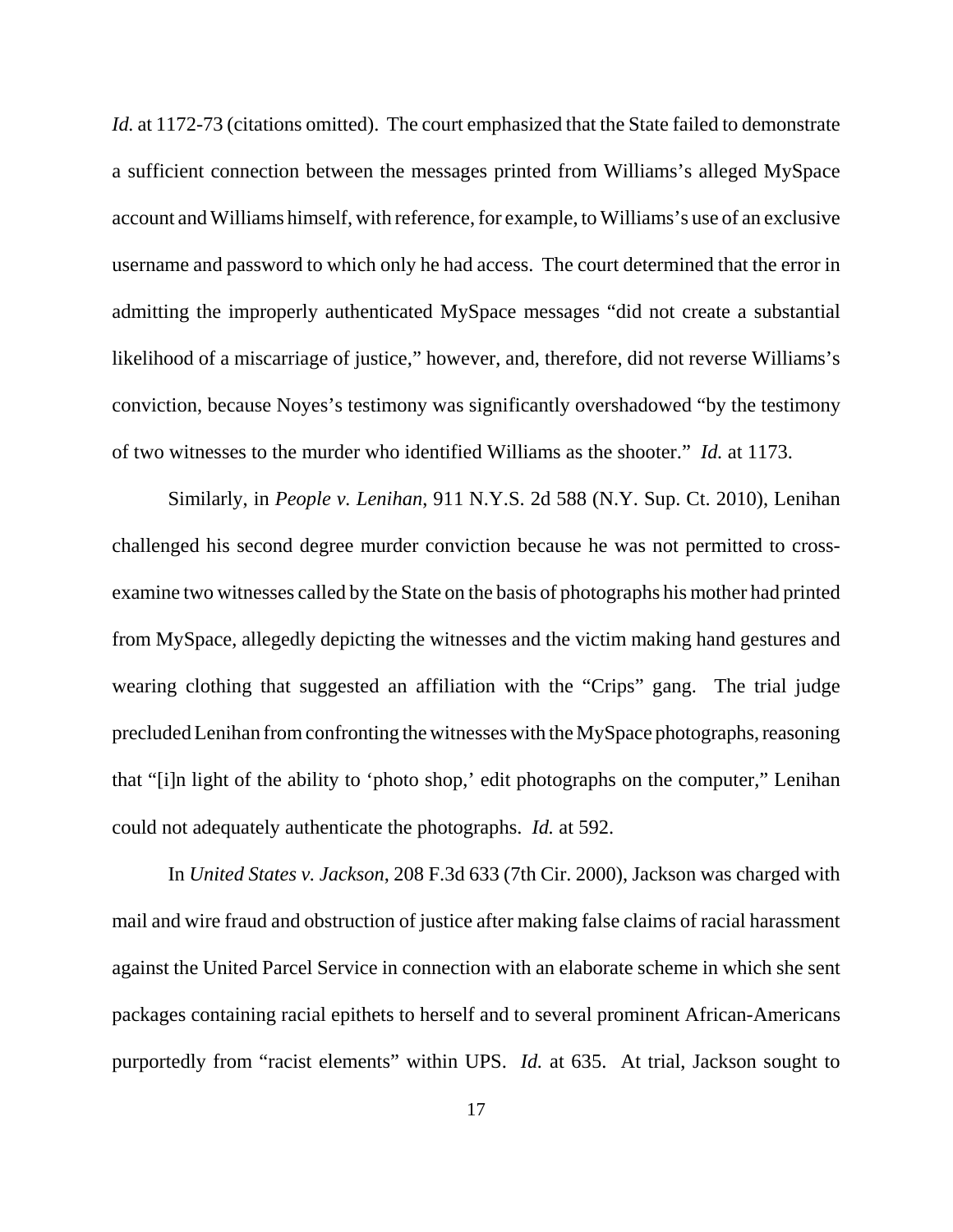*Id.* at 1172-73 (citations omitted). The court emphasized that the State failed to demonstrate a sufficient connection between the messages printed from Williams's alleged MySpace account and Williams himself, with reference, for example, to Williams's use of an exclusive username and password to which only he had access. The court determined that the error in admitting the improperly authenticated MySpace messages "did not create a substantial likelihood of a miscarriage of justice," however, and, therefore, did not reverse Williams's conviction, because Noyes's testimony was significantly overshadowed "by the testimony of two witnesses to the murder who identified Williams as the shooter." *Id.* at 1173.

Similarly, in *People v. Lenihan*, 911 N.Y.S. 2d 588 (N.Y. Sup. Ct. 2010), Lenihan challenged his second degree murder conviction because he was not permitted to cross-examine two witnesses called by the State on the basis of photographs his mother had printed from MySpace, allegedly depicting the witnesses and the victim making hand gestures and wearing clothing that suggested an affiliation with the "Crips" gang. The trial judge precluded Lenihan from confronting the witnesses with the MySpace photographs, reasoning that "[i]n light of the ability to 'photo shop,' edit photographs on the computer," Lenihan could not adequately authenticate the photographs. *Id.* at 592.

In *United States v. Jackson*, 208 F.3d 633 (7th Cir. 2000), Jackson was charged with mail and wire fraud and obstruction of justice after making false claims of racial harassment against the United Parcel Service in connection with an elaborate scheme in which she sent packages containing racial epithets to herself and to several prominent African-Americans purportedly from "racist elements" within UPS. *Id.* at 635. At trial, Jackson sought to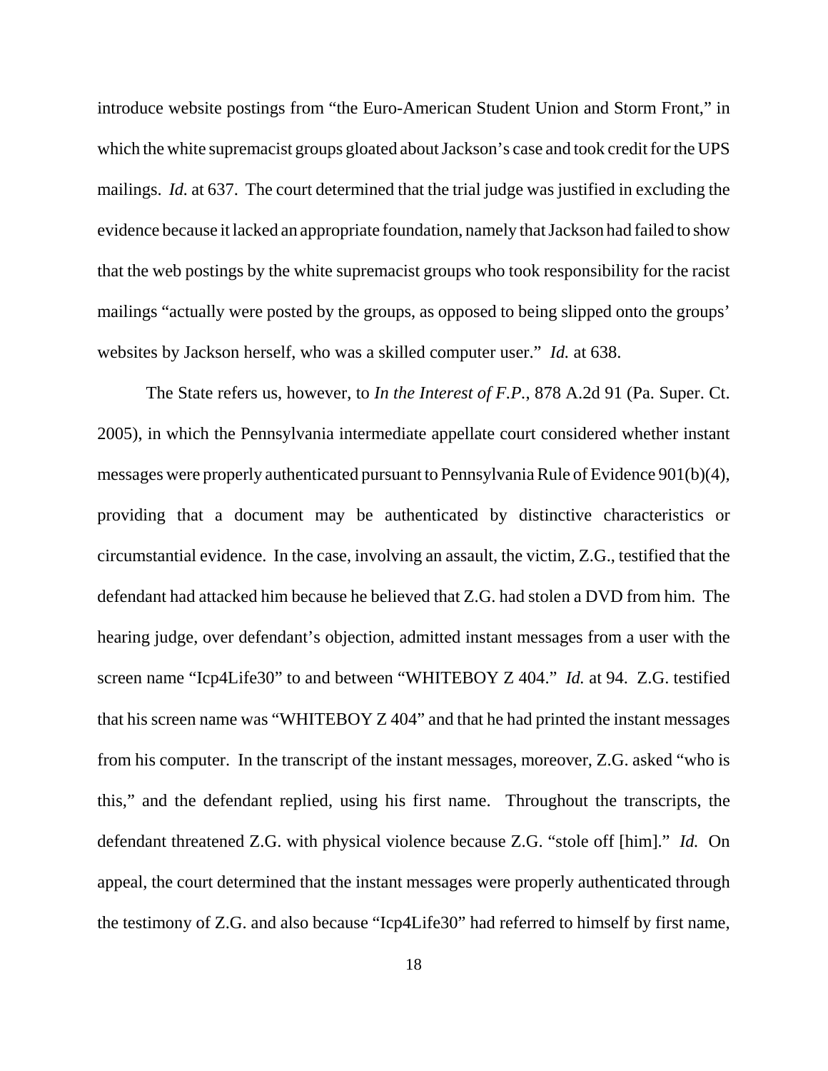introduce website postings from "the Euro-American Student Union and Storm Front," in which the white supremacist groups gloated about Jackson's case and took credit for the UPS mailings. *Id.* at 637. The court determined that the trial judge was justified in excluding the evidence because it lacked an appropriate foundation, namely that Jackson had failed to show that the web postings by the white supremacist groups who took responsibility for the racist mailings "actually were posted by the groups, as opposed to being slipped onto the groups' websites by Jackson herself, who was a skilled computer user." *Id.* at 638.

The State refers us, however, to *In the Interest of F.P.*, 878 A.2d 91 (Pa. Super. Ct. 2005), in which the Pennsylvania intermediate appellate court considered whether instant messages were properly authenticated pursuant to Pennsylvania Rule of Evidence 901(b)(4), providing that a document may be authenticated by distinctive characteristics or circumstantial evidence. In the case, involving an assault, the victim, Z.G., testified that the defendant had attacked him because he believed that Z.G. had stolen a DVD from him. The hearing judge, over defendant's objection, admitted instant messages from a user with the screen name "Icp4Life30" to and between "WHITEBOY Z 404." *Id.* at 94. Z.G. testified that his screen name was "WHITEBOY Z 404" and that he had printed the instant messages from his computer. In the transcript of the instant messages, moreover, Z.G. asked "who is this," and the defendant replied, using his first name. Throughout the transcripts, the defendant threatened Z.G. with physical violence because Z.G. "stole off [him]." *Id.* On appeal, the court determined that the instant messages were properly authenticated through the testimony of Z.G. and also because "Icp4Life30" had referred to himself by first name,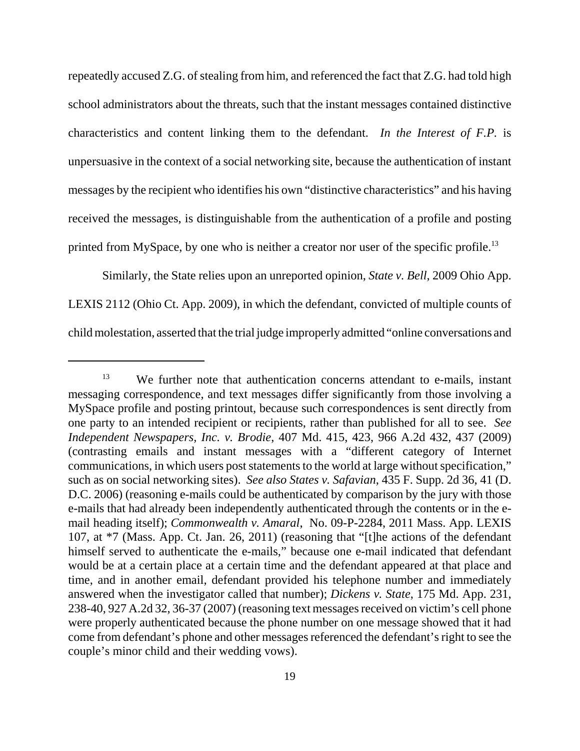repeatedly accused Z.G. of stealing from him, and referenced the fact that Z.G. had told high school administrators about the threats, such that the instant messages contained distinctive characteristics and content linking them to the defendant. *In the Interest of F.P.* is unpersuasive in the context of a social networking site, because the authentication of instant messages by the recipient who identifies his own "distinctive characteristics" and his having received the messages, is distinguishable from the authentication of a profile and posting printed from MySpace, by one who is neither a creator nor user of the specific profile.[13]

Similarly, the State relies upon an unreported opinion, *State v. Bell*, 2009 Ohio App. LEXIS 2112 (Ohio Ct. App. 2009), in which the defendant, convicted of multiple counts of child molestation, asserted that the trial judge improperly admitted "online conversations and

---

[13] We further note that authentication concerns attendant to e-mails, instant messaging correspondence, and text messages differ significantly from those involving a MySpace profile and posting printout, because such correspondences is sent directly from one party to an intended recipient or recipients, rather than published for all to see. *See Independent Newspapers, Inc. v. Brodie*, 407 Md. 415, 423, 966 A.2d 432, 437 (2009) (contrasting emails and instant messages with a "different category of Internet communications, in which users post statements to the world at large without specification," such as on social networking sites). *See also States v. Safavian*, 435 F. Supp. 2d 36, 41 (D. D.C. 2006) (reasoning e-mails could be authenticated by comparison by the jury with those e-mails that had already been independently authenticated through the contents or in the e-mail heading itself); *Commonwealth v. Amaral*, No. 09-P-2284, 2011 Mass. App. LEXIS 107, at *7 (Mass. App. Ct. Jan. 26, 2011) (reasoning that "[t]he actions of the defendant himself served to authenticate the e-mails," because one e-mail indicated that defendant would be at a certain place at a certain time and the defendant appeared at that place and time, and in another email, defendant provided his telephone number and immediately answered when the investigator called that number); *Dickens v. State*, 175 Md. App. 231, 238-40, 927 A.2d 32, 36-37 (2007) (reasoning text messages received on victim's cell phone were properly authenticated because the phone number on one message showed that it had come from defendant's phone and other messages referenced the defendant's right to see the couple's minor child and their wedding vows).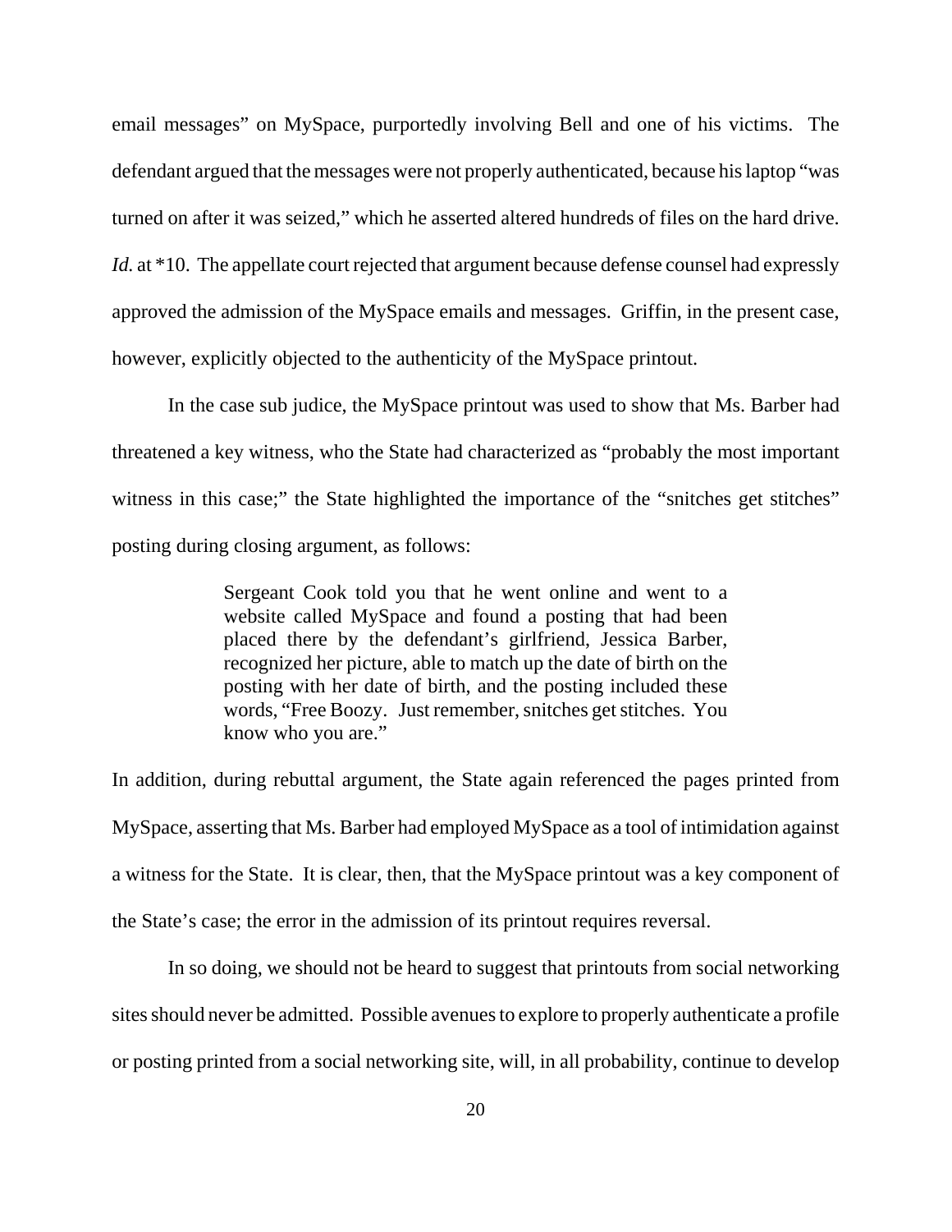email messages" on MySpace, purportedly involving Bell and one of his victims. The defendant argued that the messages were not properly authenticated, because his laptop "was turned on after it was seized," which he asserted altered hundreds of files on the hard drive. *Id.* at *10. The appellate court rejected that argument because defense counsel had expressly approved the admission of the MySpace emails and messages. Griffin, in the present case, however, explicitly objected to the authenticity of the MySpace printout.

In the case sub judice, the MySpace printout was used to show that Ms. Barber had threatened a key witness, who the State had characterized as "probably the most important witness in this case;" the State highlighted the importance of the "snitches get stitches" posting during closing argument, as follows:

> Sergeant Cook told you that he went online and went to a website called MySpace and found a posting that had been placed there by the defendant's girlfriend, Jessica Barber, recognized her picture, able to match up the date of birth on the posting with her date of birth, and the posting included these words, "Free Boozy. Just remember, snitches get stitches. You know who you are."

In addition, during rebuttal argument, the State again referenced the pages printed from MySpace, asserting that Ms. Barber had employed MySpace as a tool of intimidation against a witness for the State. It is clear, then, that the MySpace printout was a key component of the State's case; the error in the admission of its printout requires reversal.

In so doing, we should not be heard to suggest that printouts from social networking sites should never be admitted. Possible avenues to explore to properly authenticate a profile or posting printed from a social networking site, will, in all probability, continue to develop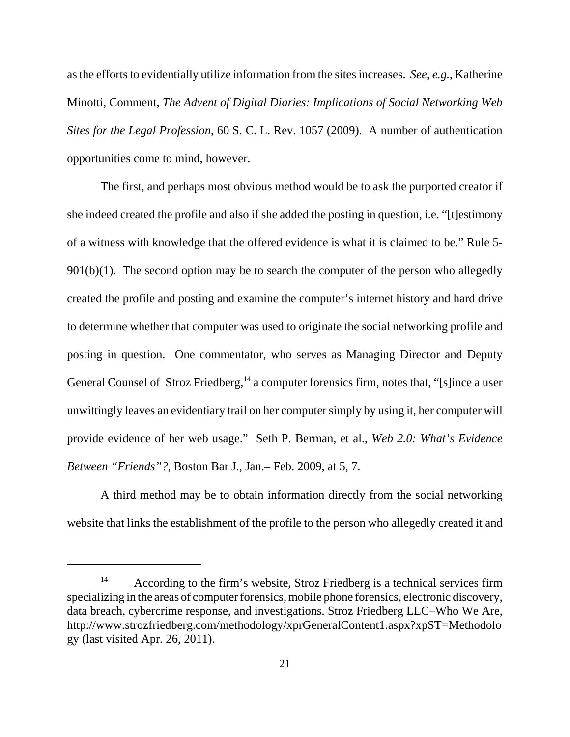as the efforts to evidentially utilize information from the sites increases. *See, e.g.*, Katherine Minotti, Comment, *The Advent of Digital Diaries: Implications of Social Networking Web Sites for the Legal Profession*, 60 S. C. L. Rev. 1057 (2009). A number of authentication opportunities come to mind, however.

The first, and perhaps most obvious method would be to ask the purported creator if she indeed created the profile and also if she added the posting in question, i.e. "[t]estimony of a witness with knowledge that the offered evidence is what it is claimed to be." Rule 5-901(b)(1). The second option may be to search the computer of the person who allegedly created the profile and posting and examine the computer's internet history and hard drive to determine whether that computer was used to originate the social networking profile and posting in question. One commentator, who serves as Managing Director and Deputy General Counsel of Stroz Friedberg,[14] a computer forensics firm, notes that, "[s]ince a user unwittingly leaves an evidentiary trail on her computer simply by using it, her computer will provide evidence of her web usage." Seth P. Berman, et al., *Web 2.0: What's Evidence Between "Friends"?*, Boston Bar J., Jan.– Feb. 2009, at 5, 7.

A third method may be to obtain information directly from the social networking website that links the establishment of the profile to the person who allegedly created it and

---

[14] According to the firm's website, Stroz Friedberg is a technical services firm specializing in the areas of computer forensics, mobile phone forensics, electronic discovery, data breach, cybercrime response, and investigations. Stroz Friedberg LLC–Who We Are, http://www.strozfriedberg.com/methodology/xprGeneralContent1.aspx?xpST=Methodology (last visited Apr. 26, 2011).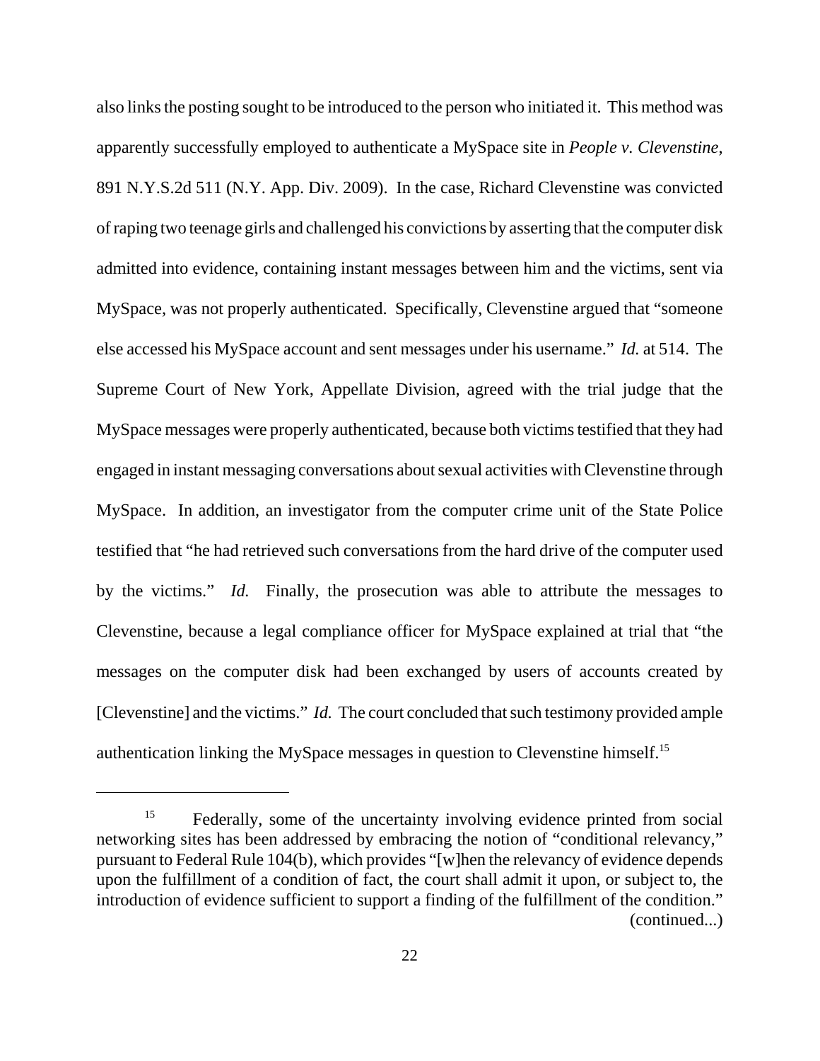also links the posting sought to be introduced to the person who initiated it. This method was apparently successfully employed to authenticate a MySpace site in *People v. Clevenstine*, 891 N.Y.S.2d 511 (N.Y. App. Div. 2009). In the case, Richard Clevenstine was convicted of raping two teenage girls and challenged his convictions by asserting that the computer disk admitted into evidence, containing instant messages between him and the victims, sent via MySpace, was not properly authenticated. Specifically, Clevenstine argued that "someone else accessed his MySpace account and sent messages under his username." *Id.* at 514. The Supreme Court of New York, Appellate Division, agreed with the trial judge that the MySpace messages were properly authenticated, because both victims testified that they had engaged in instant messaging conversations about sexual activities with Clevenstine through MySpace. In addition, an investigator from the computer crime unit of the State Police testified that "he had retrieved such conversations from the hard drive of the computer used by the victims." *Id.* Finally, the prosecution was able to attribute the messages to Clevenstine, because a legal compliance officer for MySpace explained at trial that "the messages on the computer disk had been exchanged by users of accounts created by [Clevenstine] and the victims." *Id.* The court concluded that such testimony provided ample authentication linking the MySpace messages in question to Clevenstine himself.[15]

---

[15] Federally, some of the uncertainty involving evidence printed from social networking sites has been addressed by embracing the notion of "conditional relevancy," pursuant to Federal Rule 104(b), which provides "[w]hen the relevancy of evidence depends upon the fulfillment of a condition of fact, the court shall admit it upon, or subject to, the introduction of evidence sufficient to support a finding of the fulfillment of the condition."
(continued...)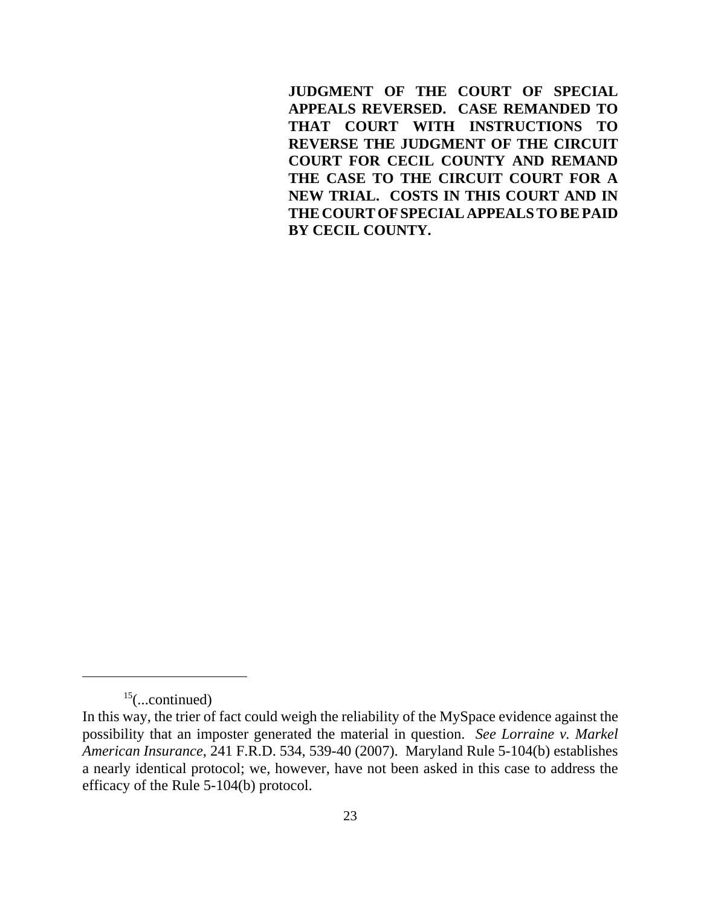**JUDGMENT OF THE COURT OF SPECIAL APPEALS REVERSED. CASE REMANDED TO THAT COURT WITH INSTRUCTIONS TO REVERSE THE JUDGMENT OF THE CIRCUIT COURT FOR CECIL COUNTY AND REMAND THE CASE TO THE CIRCUIT COURT FOR A NEW TRIAL. COSTS IN THIS COURT AND IN THE COURT OF SPECIAL APPEALS TO BE PAID BY CECIL COUNTY.**

---

[15](...continued)

In this way, the trier of fact could weigh the reliability of the MySpace evidence against the possibility that an imposter generated the material in question. *See Lorraine v. Markel American Insurance*, 241 F.R.D. 534, 539-40 (2007). Maryland Rule 5-104(b) establishes a nearly identical protocol; we, however, have not been asked in this case to address the efficacy of the Rule 5-104(b) protocol.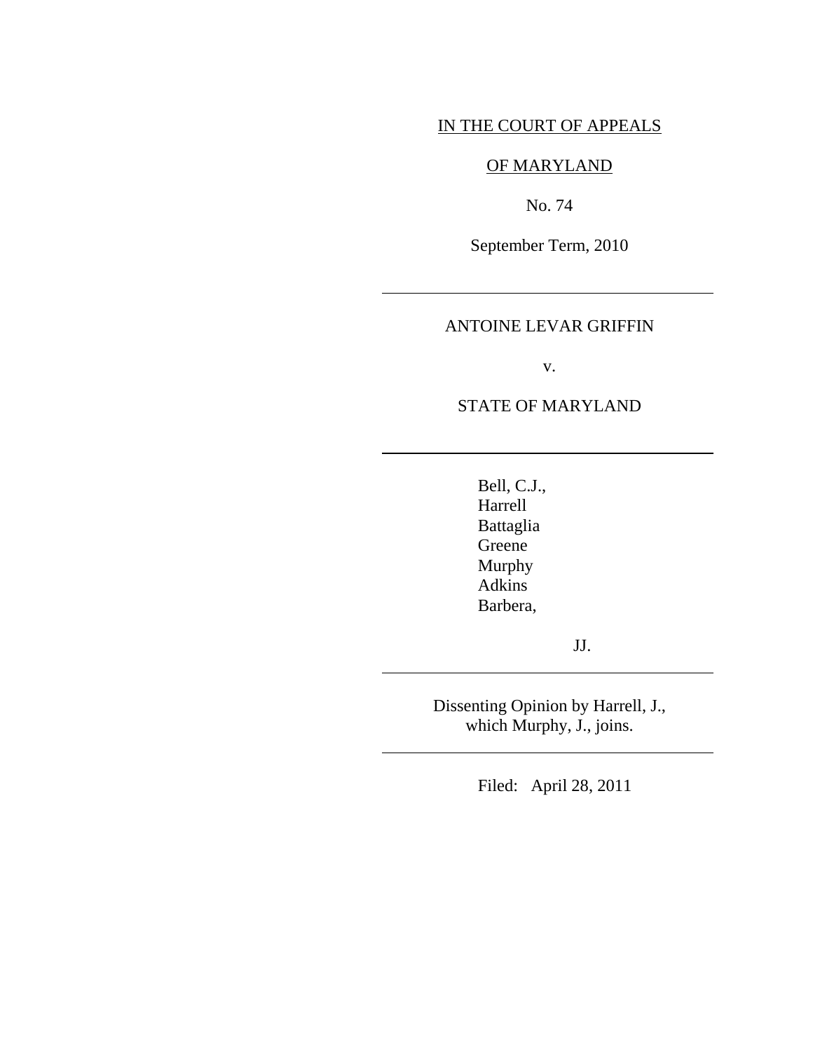IN THE COURT OF APPEALS

OF MARYLAND

No. 74

September Term, 2010

---

ANTOINE LEVAR GRIFFIN

v.

STATE OF MARYLAND

---

Bell, C.J.,
Harrell
Battaglia
Greene
Murphy
Adkins
Barbera,

JJ.

---

Dissenting Opinion by Harrell, J.,
which Murphy, J., joins.

---

Filed: April 28, 2011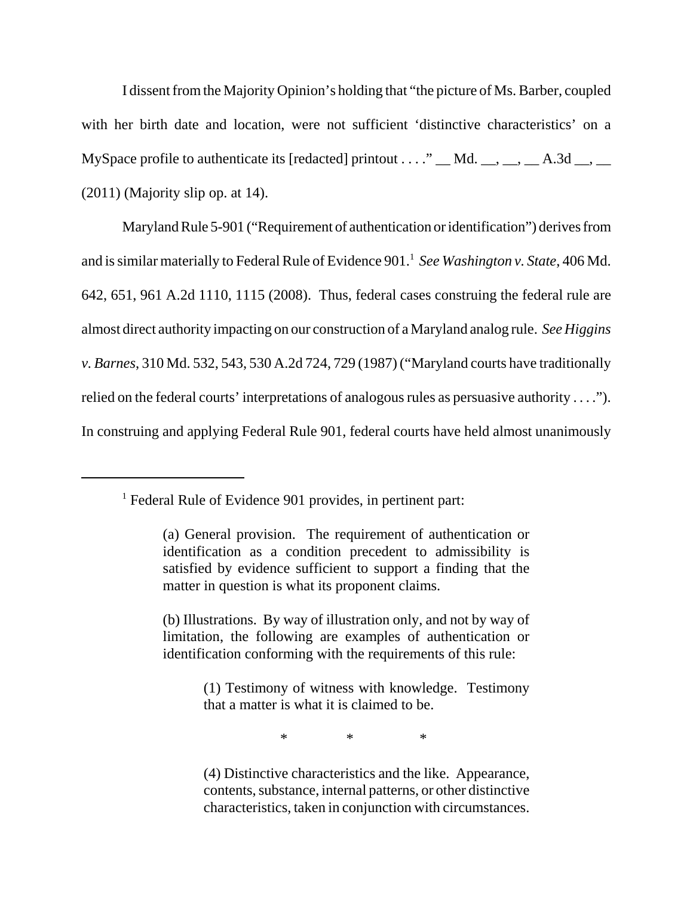I dissent from the Majority Opinion's holding that "the picture of Ms. Barber, coupled with her birth date and location, were not sufficient 'distinctive characteristics' on a MySpace profile to authenticate its [redacted] printout . . . ." __ Md. __, __, __ A.3d __, __ (2011) (Majority slip op. at 14).

Maryland Rule 5-901 ("Requirement of authentication or identification") derives from and is similar materially to Federal Rule of Evidence 901.[1] *See Washington v. State*, 406 Md. 642, 651, 961 A.2d 1110, 1115 (2008). Thus, federal cases construing the federal rule are almost direct authority impacting on our construction of a Maryland analog rule. *See Higgins v. Barnes*, 310 Md. 532, 543, 530 A.2d 724, 729 (1987) ("Maryland courts have traditionally relied on the federal courts' interpretations of analogous rules as persuasive authority . . . ."). In construing and applying Federal Rule 901, federal courts have held almost unanimously

---

[1] Federal Rule of Evidence 901 provides, in pertinent part:

> (a) General provision. The requirement of authentication or identification as a condition precedent to admissibility is satisfied by evidence sufficient to support a finding that the matter in question is what its proponent claims.
>
> (b) Illustrations. By way of illustration only, and not by way of limitation, the following are examples of authentication or identification conforming with the requirements of this rule:
>
> > (1) Testimony of witness with knowledge. Testimony that a matter is what it is claimed to be.
> >
> > \* \* \*
> >
> > (4) Distinctive characteristics and the like. Appearance, contents, substance, internal patterns, or other distinctive characteristics, taken in conjunction with circumstances.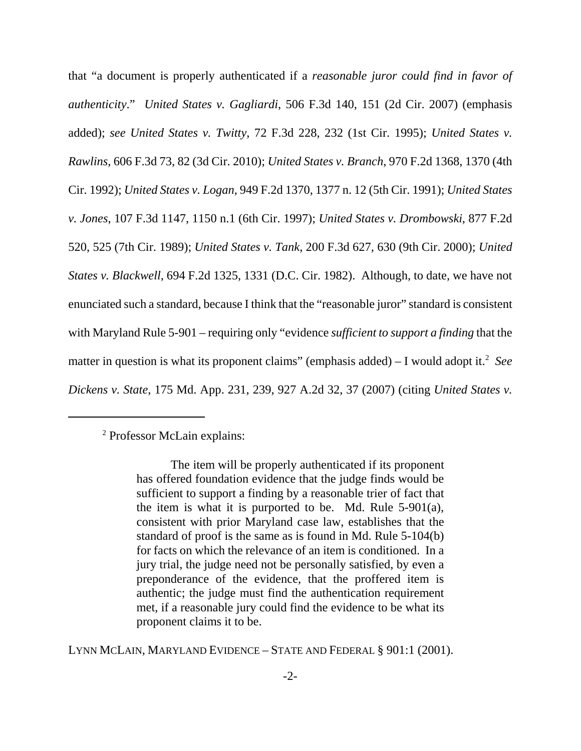that "a document is properly authenticated if a *reasonable juror could find in favor of authenticity*." *United States v. Gagliardi*, 506 F.3d 140, 151 (2d Cir. 2007) (emphasis added); *see United States v. Twitty*, 72 F.3d 228, 232 (1st Cir. 1995); *United States v. Rawlins*, 606 F.3d 73, 82 (3d Cir. 2010); *United States v. Branch*, 970 F.2d 1368, 1370 (4th Cir. 1992); *United States v. Logan*, 949 F.2d 1370, 1377 n. 12 (5th Cir. 1991); *United States v. Jones*, 107 F.3d 1147, 1150 n.1 (6th Cir. 1997); *United States v. Drombowski*, 877 F.2d 520, 525 (7th Cir. 1989); *United States v. Tank*, 200 F.3d 627, 630 (9th Cir. 2000); *United States v. Blackwell*, 694 F.2d 1325, 1331 (D.C. Cir. 1982). Although, to date, we have not enunciated such a standard, because I think that the "reasonable juror" standard is consistent with Maryland Rule 5-901 – requiring only "evidence *sufficient to support a finding* that the matter in question is what its proponent claims" (emphasis added) – I would adopt it.[2] *See Dickens v. State*, 175 Md. App. 231, 239, 927 A.2d 32, 37 (2007) (citing *United States v.*

---

[2] Professor McLain explains:

> The item will be properly authenticated if its proponent has offered foundation evidence that the judge finds would be sufficient to support a finding by a reasonable trier of fact that the item is what it is purported to be. Md. Rule 5-901(a), consistent with prior Maryland case law, establishes that the standard of proof is the same as is found in Md. Rule 5-104(b) for facts on which the relevance of an item is conditioned. In a jury trial, the judge need not be personally satisfied, by even a preponderance of the evidence, that the proffered item is authentic; the judge must find the authentication requirement met, if a reasonable jury could find the evidence to be what its proponent claims it to be.

LYNN MCLAIN, MARYLAND EVIDENCE – STATE AND FEDERAL § 901:1 (2001).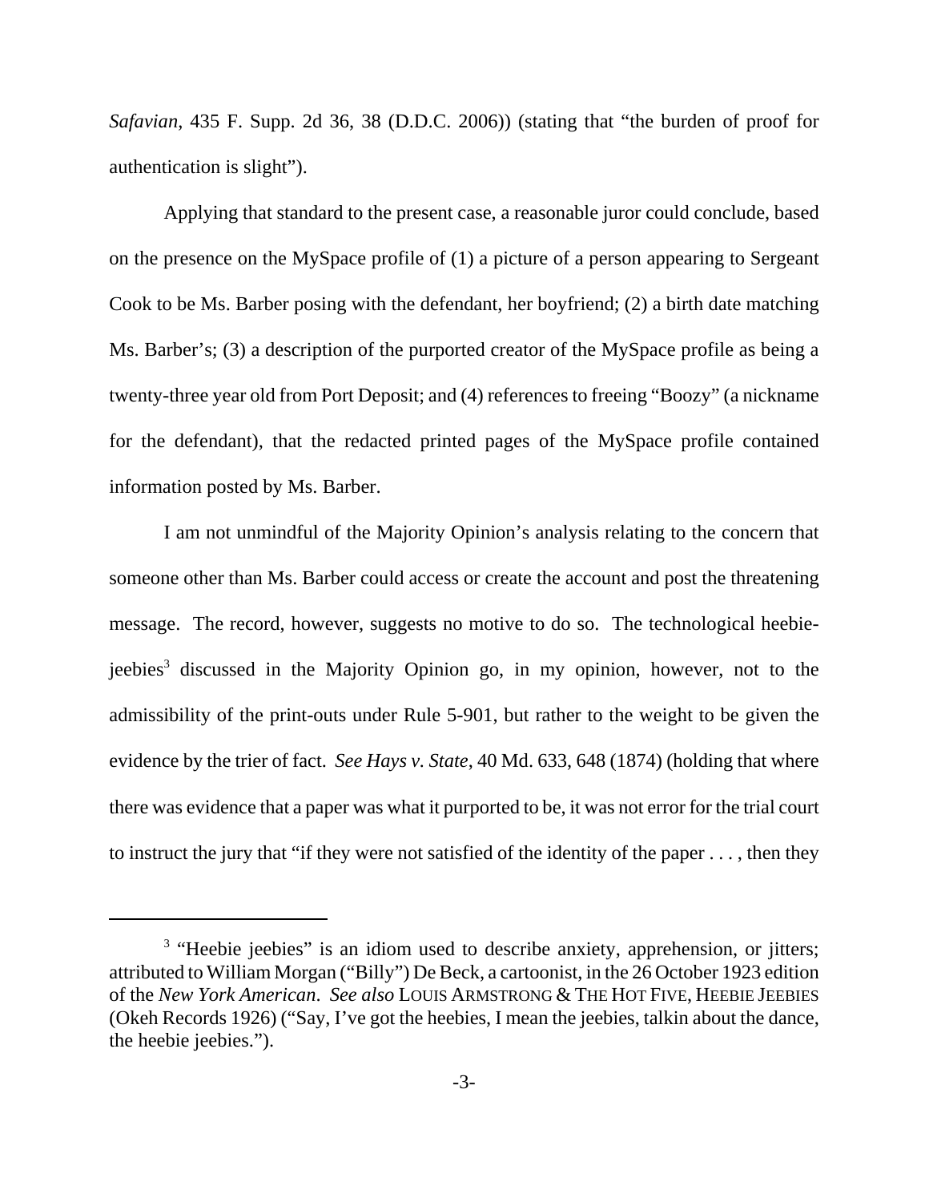*Safavian*, 435 F. Supp. 2d 36, 38 (D.D.C. 2006)) (stating that "the burden of proof for authentication is slight").

Applying that standard to the present case, a reasonable juror could conclude, based on the presence on the MySpace profile of (1) a picture of a person appearing to Sergeant Cook to be Ms. Barber posing with the defendant, her boyfriend; (2) a birth date matching Ms. Barber's; (3) a description of the purported creator of the MySpace profile as being a twenty-three year old from Port Deposit; and (4) references to freeing "Boozy" (a nickname for the defendant), that the redacted printed pages of the MySpace profile contained information posted by Ms. Barber.

I am not unmindful of the Majority Opinion's analysis relating to the concern that someone other than Ms. Barber could access or create the account and post the threatening message. The record, however, suggests no motive to do so. The technological heebie-jeebies[3] discussed in the Majority Opinion go, in my opinion, however, not to the admissibility of the print-outs under Rule 5-901, but rather to the weight to be given the evidence by the trier of fact. *See Hays v. State*, 40 Md. 633, 648 (1874) (holding that where there was evidence that a paper was what it purported to be, it was not error for the trial court to instruct the jury that "if they were not satisfied of the identity of the paper . . . , then they

---

[3] "Heebie jeebies" is an idiom used to describe anxiety, apprehension, or jitters; attributed to William Morgan ("Billy") De Beck, a cartoonist, in the 26 October 1923 edition of the *New York American*. *See also* LOUIS ARMSTRONG & THE HOT FIVE, HEEBIE JEEBIES (Okeh Records 1926) ("Say, I've got the heebies, I mean the jeebies, talkin about the dance, the heebie jeebies.").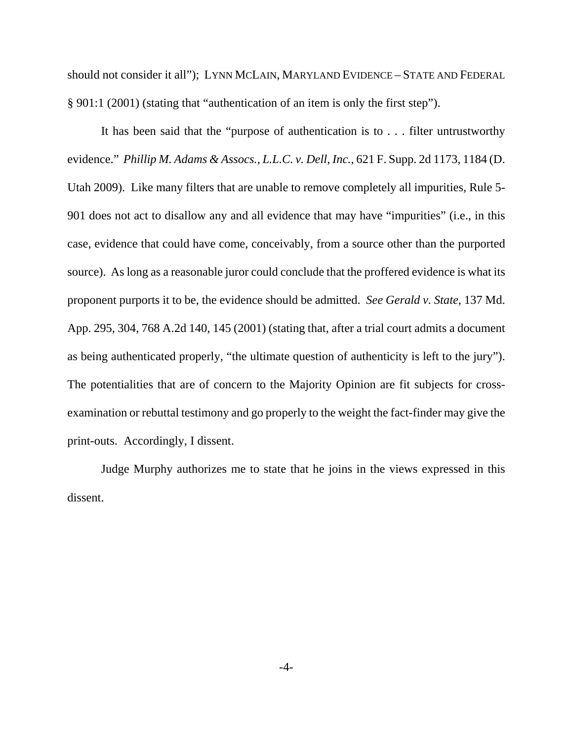should not consider it all"); LYNN MCLAIN, MARYLAND EVIDENCE – STATE AND FEDERAL § 901:1 (2001) (stating that "authentication of an item is only the first step").

It has been said that the "purpose of authentication is to . . . filter untrustworthy evidence." *Phillip M. Adams & Assocs., L.L.C. v. Dell, Inc.*, 621 F. Supp. 2d 1173, 1184 (D. Utah 2009). Like many filters that are unable to remove completely all impurities, Rule 5-901 does not act to disallow any and all evidence that may have "impurities" (i.e., in this case, evidence that could have come, conceivably, from a source other than the purported source). As long as a reasonable juror could conclude that the proffered evidence is what its proponent purports it to be, the evidence should be admitted. *See Gerald v. State*, 137 Md. App. 295, 304, 768 A.2d 140, 145 (2001) (stating that, after a trial court admits a document as being authenticated properly, "the ultimate question of authenticity is left to the jury"). The potentialities that are of concern to the Majority Opinion are fit subjects for cross-examination or rebuttal testimony and go properly to the weight the fact-finder may give the print-outs. Accordingly, I dissent.

Judge Murphy authorizes me to state that he joins in the views expressed in this dissent.